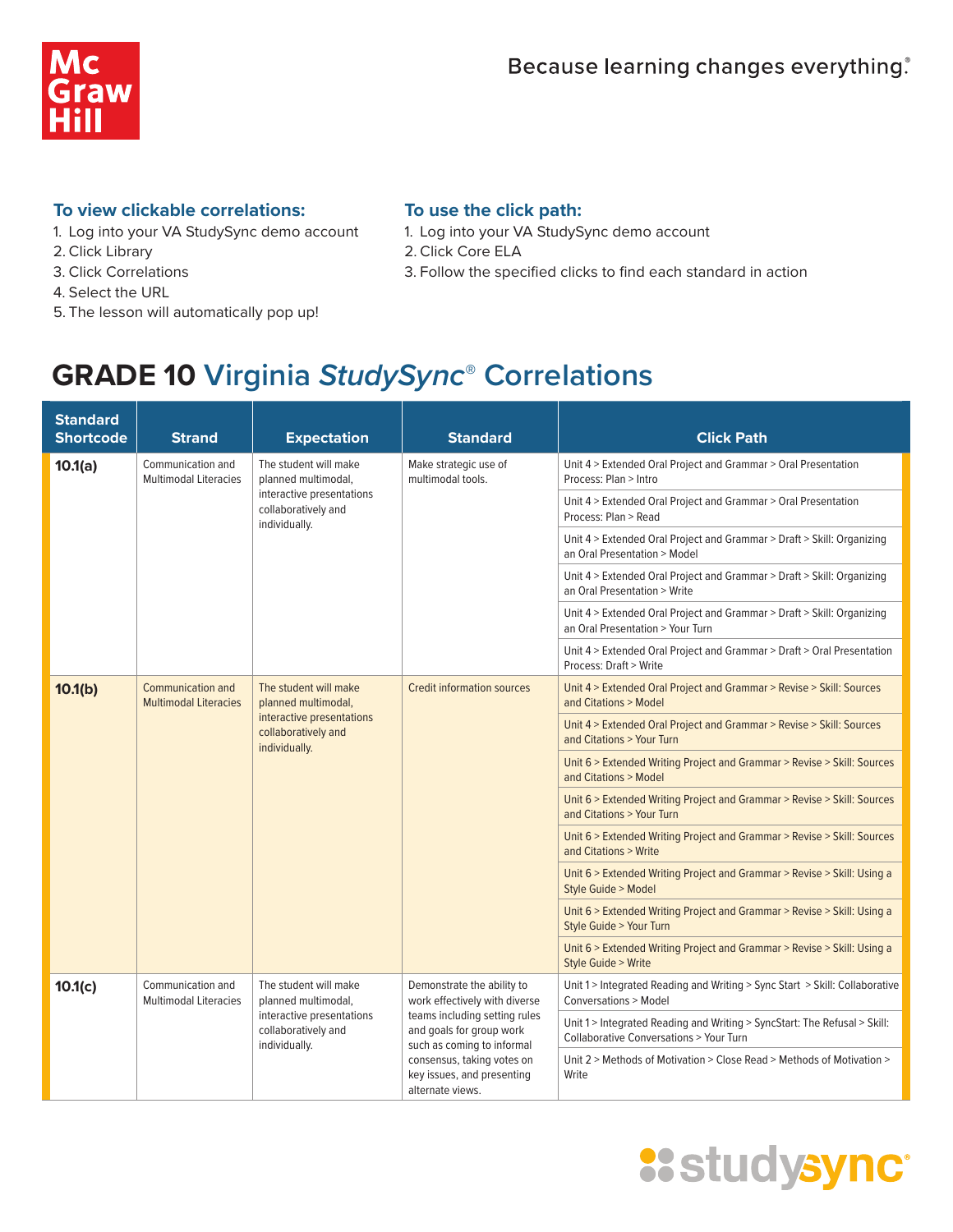Because learning changes everything.®

### To view clickable correlations:

1. Log into your VA StudySync demo account
2. Click Library
3. Click Correlations
4. Select the URL
5. The lesson will automatically pop up!

### To use the click path:

1. Log into your VA StudySync demo account
2. Click Core ELA
3. Follow the specified clicks to find each standard in action

# GRADE 10 Virginia *StudySync*® Correlations

| Standard Shortcode | Strand | Expectation | Standard | Click Path |
|---|---|---|---|---|
| **10.1(a)** | Communication and Multimodal Literacies | The student will make planned multimodal, interactive presentations collaboratively and individually. | Make strategic use of multimodal tools. | Unit 4 > Extended Oral Project and Grammar > Oral Presentation Process: Plan > Intro |
| | | | | Unit 4 > Extended Oral Project and Grammar > Oral Presentation Process: Plan > Read |
| | | | | Unit 4 > Extended Oral Project and Grammar > Draft > Skill: Organizing an Oral Presentation > Model |
| | | | | Unit 4 > Extended Oral Project and Grammar > Draft > Skill: Organizing an Oral Presentation > Write |
| | | | | Unit 4 > Extended Oral Project and Grammar > Draft > Skill: Organizing an Oral Presentation > Your Turn |
| | | | | Unit 4 > Extended Oral Project and Grammar > Draft > Oral Presentation Process: Draft > Write |
| **10.1(b)** | Communication and Multimodal Literacies | The student will make planned multimodal, interactive presentations collaboratively and individually. | Credit information sources | Unit 4 > Extended Oral Project and Grammar > Revise > Skill: Sources and Citations > Model |
| | | | | Unit 4 > Extended Oral Project and Grammar > Revise > Skill: Sources and Citations > Your Turn |
| | | | | Unit 6 > Extended Writing Project and Grammar > Revise > Skill: Sources and Citations > Model |
| | | | | Unit 6 > Extended Writing Project and Grammar > Revise > Skill: Sources and Citations > Your Turn |
| | | | | Unit 6 > Extended Writing Project and Grammar > Revise > Skill: Sources and Citations > Write |
| | | | | Unit 6 > Extended Writing Project and Grammar > Revise > Skill: Using a Style Guide > Model |
| | | | | Unit 6 > Extended Writing Project and Grammar > Revise > Skill: Using a Style Guide > Your Turn |
| | | | | Unit 6 > Extended Writing Project and Grammar > Revise > Skill: Using a Style Guide > Write |
| **10.1(c)** | Communication and Multimodal Literacies | The student will make planned multimodal, interactive presentations collaboratively and individually. | Demonstrate the ability to work effectively with diverse teams including setting rules and goals for group work such as coming to informal consensus, taking votes on key issues, and presenting alternate views. | Unit 1 > Integrated Reading and Writing > Sync Start > Skill: Collaborative Conversations > Model |
| | | | | Unit 1 > Integrated Reading and Writing > SyncStart: The Refusal > Skill: Collaborative Conversations > Your Turn |
| | | | | Unit 2 > Methods of Motivation > Close Read > Methods of Motivation > Write |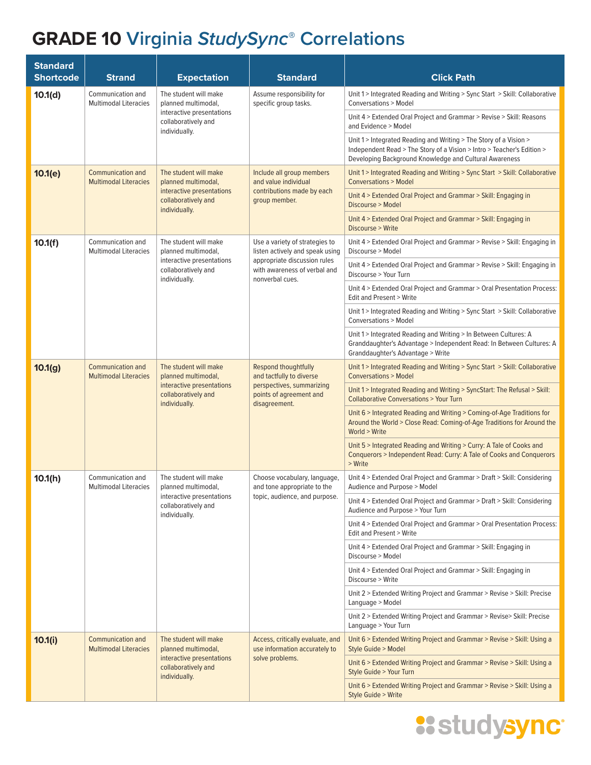# GRADE 10 Virginia *StudySync*® Correlations

| Standard Shortcode | Strand | Expectation | Standard | Click Path |
|---|---|---|---|---|
| **10.1(d)** | Communication and Multimodal Literacies | The student will make planned multimodal, interactive presentations collaboratively and individually. | Assume responsibility for specific group tasks. | Unit 1 > Integrated Reading and Writing > Sync Start > Skill: Collaborative Conversations > Model |
| | | | | Unit 4 > Extended Oral Project and Grammar > Revise > Skill: Reasons and Evidence > Model |
| | | | | Unit 1 > Integrated Reading and Writing > The Story of a Vision > Independent Read > The Story of a Vision > Intro > Teacher's Edition > Developing Background Knowledge and Cultural Awareness |
| **10.1(e)** | Communication and Multimodal Literacies | The student will make planned multimodal, interactive presentations collaboratively and individually. | Include all group members and value individual contributions made by each group member. | Unit 1 > Integrated Reading and Writing > Sync Start > Skill: Collaborative Conversations > Model |
| | | | | Unit 4 > Extended Oral Project and Grammar > Skill: Engaging in Discourse > Model |
| | | | | Unit 4 > Extended Oral Project and Grammar > Skill: Engaging in Discourse > Write |
| **10.1(f)** | Communication and Multimodal Literacies | The student will make planned multimodal, interactive presentations collaboratively and individually. | Use a variety of strategies to listen actively and speak using appropriate discussion rules with awareness of verbal and nonverbal cues. | Unit 4 > Extended Oral Project and Grammar > Revise > Skill: Engaging in Discourse > Model |
| | | | | Unit 4 > Extended Oral Project and Grammar > Revise > Skill: Engaging in Discourse > Your Turn |
| | | | | Unit 4 > Extended Oral Project and Grammar > Oral Presentation Process: Edit and Present > Write |
| | | | | Unit 1 > Integrated Reading and Writing > Sync Start > Skill: Collaborative Conversations > Model |
| | | | | Unit 1 > Integrated Reading and Writing > In Between Cultures: A Granddaughter's Advantage > Independent Read: In Between Cultures: A Granddaughter's Advantage > Write |
| **10.1(g)** | Communication and Multimodal Literacies | The student will make planned multimodal, interactive presentations collaboratively and individually. | Respond thoughtfully and tactfully to diverse perspectives, summarizing points of agreement and disagreement. | Unit 1 > Integrated Reading and Writing > Sync Start > Skill: Collaborative Conversations > Model |
| | | | | Unit 1 > Integrated Reading and Writing > SyncStart: The Refusal > Skill: Collaborative Conversations > Your Turn |
| | | | | Unit 6 > Integrated Reading and Writing > Coming-of-Age Traditions for Around the World > Close Read: Coming-of-Age Traditions for Around the World > Write |
| | | | | Unit 5 > Integrated Reading and Writing > Curry: A Tale of Cooks and Conquerors > Independent Read: Curry: A Tale of Cooks and Conquerors > Write |
| **10.1(h)** | Communication and Multimodal Literacies | The student will make planned multimodal, interactive presentations collaboratively and individually. | Choose vocabulary, language, and tone appropriate to the topic, audience, and purpose. | Unit 4 > Extended Oral Project and Grammar > Draft > Skill: Considering Audience and Purpose > Model |
| | | | | Unit 4 > Extended Oral Project and Grammar > Draft > Skill: Considering Audience and Purpose > Your Turn |
| | | | | Unit 4 > Extended Oral Project and Grammar > Oral Presentation Process: Edit and Present > Write |
| | | | | Unit 4 > Extended Oral Project and Grammar > Skill: Engaging in Discourse > Model |
| | | | | Unit 4 > Extended Oral Project and Grammar > Skill: Engaging in Discourse > Write |
| | | | | Unit 2 > Extended Writing Project and Grammar > Revise > Skill: Precise Language > Model |
| | | | | Unit 2 > Extended Writing Project and Grammar > Revise> Skill: Precise Language > Your Turn |
| **10.1(i)** | Communication and Multimodal Literacies | The student will make planned multimodal, interactive presentations collaboratively and individually. | Access, critically evaluate, and use information accurately to solve problems. | Unit 6 > Extended Writing Project and Grammar > Revise > Skill: Using a Style Guide > Model |
| | | | | Unit 6 > Extended Writing Project and Grammar > Revise > Skill: Using a Style Guide > Your Turn |
| | | | | Unit 6 > Extended Writing Project and Grammar > Revise > Skill: Using a Style Guide > Write |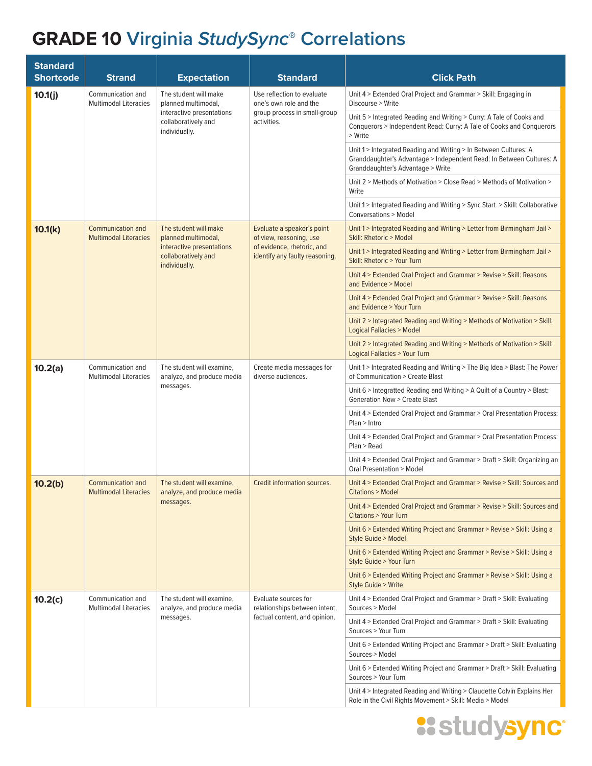# GRADE 10 Virginia *StudySync*® Correlations

| Standard Shortcode | Strand | Expectation | Standard | Click Path |
|---|---|---|---|---|
| **10.1(j)** | Communication and Multimodal Literacies | The student will make planned multimodal, interactive presentations collaboratively and individually. | Use reflection to evaluate one's own role and the group process in small-group activities. | Unit 4 > Extended Oral Project and Grammar > Skill: Engaging in Discourse > Write |
| | | | | Unit 5 > Integrated Reading and Writing > Curry: A Tale of Cooks and Conquerors > Independent Read: Curry: A Tale of Cooks and Conquerors > Write |
| | | | | Unit 1 > Integrated Reading and Writing > In Between Cultures: A Granddaughter's Advantage > Independent Read: In Between Cultures: A Granddaughter's Advantage > Write |
| | | | | Unit 2 > Methods of Motivation > Close Read > Methods of Motivation > Write |
| | | | | Unit 1 > Integrated Reading and Writing > Sync Start > Skill: Collaborative Conversations > Model |
| **10.1(k)** | Communication and Multimodal Literacies | The student will make planned multimodal, interactive presentations collaboratively and individually. | Evaluate a speaker's point of view, reasoning, use of evidence, rhetoric, and identify any faulty reasoning. | Unit 1 > Integrated Reading and Writing > Letter from Birmingham Jail > Skill: Rhetoric > Model |
| | | | | Unit 1 > Integrated Reading and Writing > Letter from Birmingham Jail > Skill: Rhetoric > Your Turn |
| | | | | Unit 4 > Extended Oral Project and Grammar > Revise > Skill: Reasons and Evidence > Model |
| | | | | Unit 4 > Extended Oral Project and Grammar > Revise > Skill: Reasons and Evidence > Your Turn |
| | | | | Unit 2 > Integrated Reading and Writing > Methods of Motivation > Skill: Logical Fallacies > Model |
| | | | | Unit 2 > Integrated Reading and Writing > Methods of Motivation > Skill: Logical Fallacies > Your Turn |
| **10.2(a)** | Communication and Multimodal Literacies | The student will examine, analyze, and produce media messages. | Create media messages for diverse audiences. | Unit 1 > Integrated Reading and Writing > The Big Idea > Blast: The Power of Communication > Create Blast |
| | | | | Unit 6 > Integratted Reading and Writing > A Quilt of a Country > Blast: Generation Now > Create Blast |
| | | | | Unit 4 > Extended Oral Project and Grammar > Oral Presentation Process: Plan > Intro |
| | | | | Unit 4 > Extended Oral Project and Grammar > Oral Presentation Process: Plan > Read |
| | | | | Unit 4 > Extended Oral Project and Grammar > Draft > Skill: Organizing an Oral Presentation > Model |
| **10.2(b)** | Communication and Multimodal Literacies | The student will examine, analyze, and produce media messages. | Credit information sources. | Unit 4 > Extended Oral Project and Grammar > Revise > Skill: Sources and Citations > Model |
| | | | | Unit 4 > Extended Oral Project and Grammar > Revise > Skill: Sources and Citations > Your Turn |
| | | | | Unit 6 > Extended Writing Project and Grammar > Revise > Skill: Using a Style Guide > Model |
| | | | | Unit 6 > Extended Writing Project and Grammar > Revise > Skill: Using a Style Guide > Your Turn |
| | | | | Unit 6 > Extended Writing Project and Grammar > Revise > Skill: Using a Style Guide > Write |
| **10.2(c)** | Communication and Multimodal Literacies | The student will examine, analyze, and produce media messages. | Evaluate sources for relationships between intent, factual content, and opinion. | Unit 4 > Extended Oral Project and Grammar > Draft > Skill: Evaluating Sources > Model |
| | | | | Unit 4 > Extended Oral Project and Grammar > Draft > Skill: Evaluating Sources > Your Turn |
| | | | | Unit 6 > Extended Writing Project and Grammar > Draft > Skill: Evaluating Sources > Model |
| | | | | Unit 6 > Extended Writing Project and Grammar > Draft > Skill: Evaluating Sources > Your Turn |
| | | | | Unit 4 > Integrated Reading and Writing > Claudette Colvin Explains Her Role in the Civil Rights Movement > Skill: Media > Model |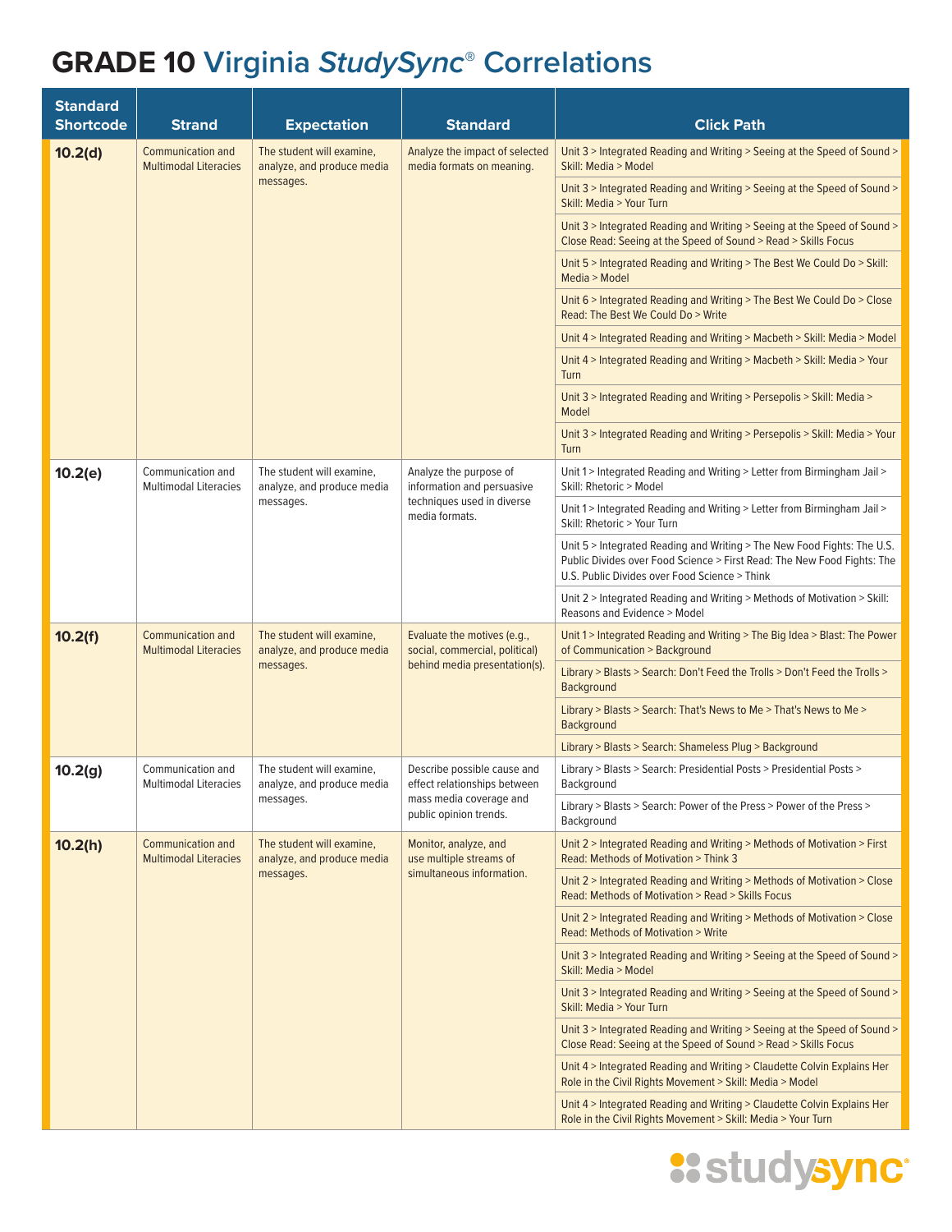# GRADE 10 Virginia *StudySync*® Correlations

| Standard Shortcode | Strand | Expectation | Standard | Click Path |
|---|---|---|---|---|
| **10.2(d)** | Communication and Multimodal Literacies | The student will examine, analyze, and produce media messages. | Analyze the impact of selected media formats on meaning. | Unit 3 > Integrated Reading and Writing > Seeing at the Speed of Sound > Skill: Media > Model |
| | | | | Unit 3 > Integrated Reading and Writing > Seeing at the Speed of Sound > Skill: Media > Your Turn |
| | | | | Unit 3 > Integrated Reading and Writing > Seeing at the Speed of Sound > Close Read: Seeing at the Speed of Sound > Read > Skills Focus |
| | | | | Unit 5 > Integrated Reading and Writing > The Best We Could Do > Skill: Media > Model |
| | | | | Unit 6 > Integrated Reading and Writing > The Best We Could Do > Close Read: The Best We Could Do > Write |
| | | | | Unit 4 > Integrated Reading and Writing > Macbeth > Skill: Media > Model |
| | | | | Unit 4 > Integrated Reading and Writing > Macbeth > Skill: Media > Your Turn |
| | | | | Unit 3 > Integrated Reading and Writing > Persepolis > Skill: Media > Model |
| | | | | Unit 3 > Integrated Reading and Writing > Persepolis > Skill: Media > Your Turn |
| **10.2(e)** | Communication and Multimodal Literacies | The student will examine, analyze, and produce media messages. | Analyze the purpose of information and persuasive techniques used in diverse media formats. | Unit 1 > Integrated Reading and Writing > Letter from Birmingham Jail > Skill: Rhetoric > Model |
| | | | | Unit 1 > Integrated Reading and Writing > Letter from Birmingham Jail > Skill: Rhetoric > Your Turn |
| | | | | Unit 5 > Integrated Reading and Writing > The New Food Fights: The U.S. Public Divides over Food Science > First Read: The New Food Fights: The U.S. Public Divides over Food Science > Think |
| | | | | Unit 2 > Integrated Reading and Writing > Methods of Motivation > Skill: Reasons and Evidence > Model |
| **10.2(f)** | Communication and Multimodal Literacies | The student will examine, analyze, and produce media messages. | Evaluate the motives (e.g., social, commercial, political) behind media presentation(s). | Unit 1 > Integrated Reading and Writing > The Big Idea > Blast: The Power of Communication > Background |
| | | | | Library > Blasts > Search: Don't Feed the Trolls > Don't Feed the Trolls > Background |
| | | | | Library > Blasts > Search: That's News to Me > That's News to Me > Background |
| | | | | Library > Blasts > Search: Shameless Plug > Background |
| **10.2(g)** | Communication and Multimodal Literacies | The student will examine, analyze, and produce media messages. | Describe possible cause and effect relationships between mass media coverage and public opinion trends. | Library > Blasts > Search: Presidential Posts > Presidential Posts > Background |
| | | | | Library > Blasts > Search: Power of the Press > Power of the Press > Background |
| **10.2(h)** | Communication and Multimodal Literacies | The student will examine, analyze, and produce media messages. | Monitor, analyze, and use multiple streams of simultaneous information. | Unit 2 > Integrated Reading and Writing > Methods of Motivation > First Read: Methods of Motivation > Think 3 |
| | | | | Unit 2 > Integrated Reading and Writing > Methods of Motivation > Close Read: Methods of Motivation > Read > Skills Focus |
| | | | | Unit 2 > Integrated Reading and Writing > Methods of Motivation > Close Read: Methods of Motivation > Write |
| | | | | Unit 3 > Integrated Reading and Writing > Seeing at the Speed of Sound > Skill: Media > Model |
| | | | | Unit 3 > Integrated Reading and Writing > Seeing at the Speed of Sound > Skill: Media > Your Turn |
| | | | | Unit 3 > Integrated Reading and Writing > Seeing at the Speed of Sound > Close Read: Seeing at the Speed of Sound > Read > Skills Focus |
| | | | | Unit 4 > Integrated Reading and Writing > Claudette Colvin Explains Her Role in the Civil Rights Movement > Skill: Media > Model |
| | | | | Unit 4 > Integrated Reading and Writing > Claudette Colvin Explains Her Role in the Civil Rights Movement > Skill: Media > Your Turn |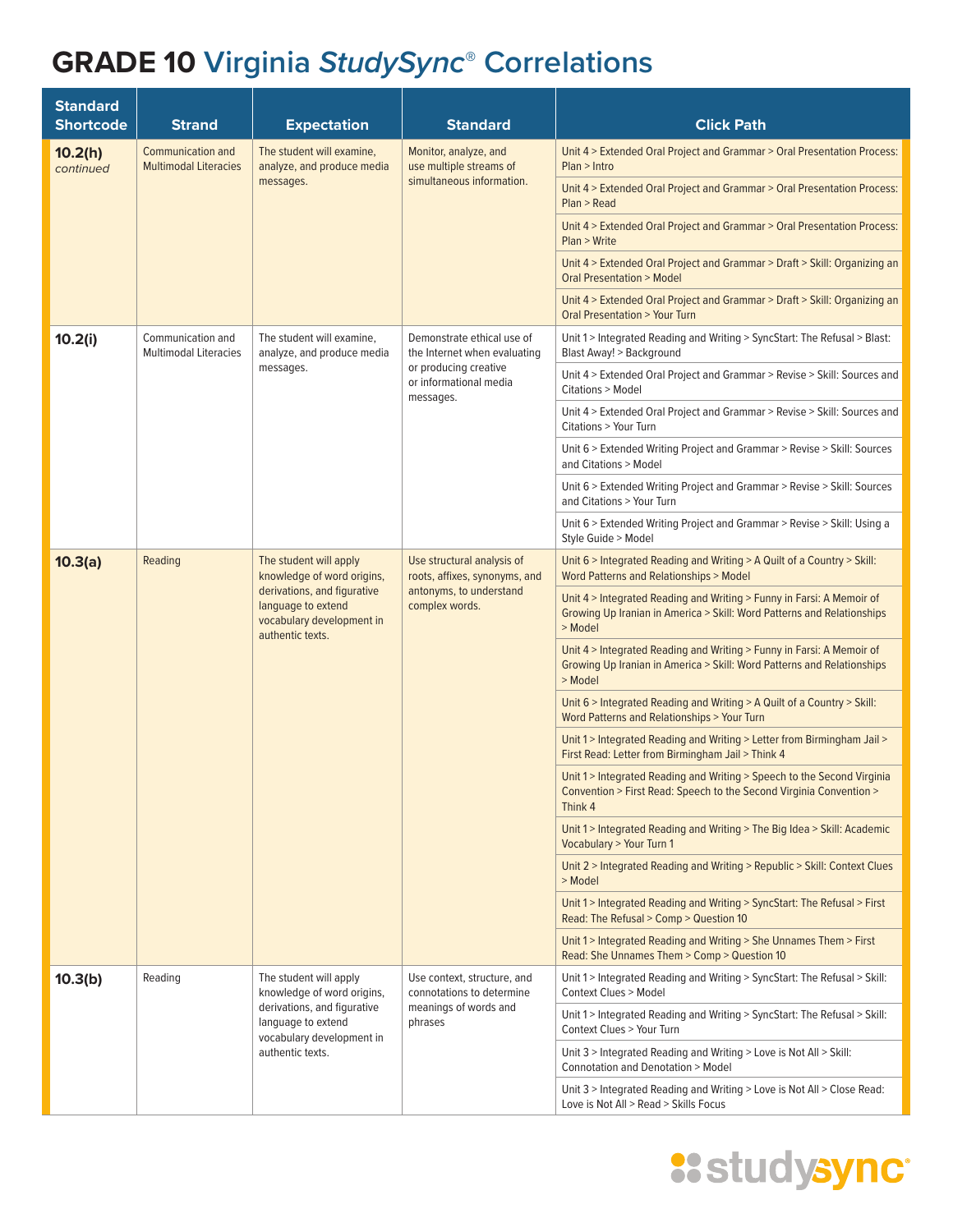# GRADE 10 Virginia *StudySync®* Correlations

| Standard Shortcode | Strand | Expectation | Standard | Click Path |
|---|---|---|---|---|
| **10.2(h)** *continued* | Communication and Multimodal Literacies | The student will examine, analyze, and produce media messages. | Monitor, analyze, and use multiple streams of simultaneous information. | Unit 4 > Extended Oral Project and Grammar > Oral Presentation Process: Plan > Intro |
| | | | | Unit 4 > Extended Oral Project and Grammar > Oral Presentation Process: Plan > Read |
| | | | | Unit 4 > Extended Oral Project and Grammar > Oral Presentation Process: Plan > Write |
| | | | | Unit 4 > Extended Oral Project and Grammar > Draft > Skill: Organizing an Oral Presentation > Model |
| | | | | Unit 4 > Extended Oral Project and Grammar > Draft > Skill: Organizing an Oral Presentation > Your Turn |
| **10.2(i)** | Communication and Multimodal Literacies | The student will examine, analyze, and produce media messages. | Demonstrate ethical use of the Internet when evaluating or producing creative or informational media messages. | Unit 1 > Integrated Reading and Writing > SyncStart: The Refusal > Blast: Blast Away! > Background |
| | | | | Unit 4 > Extended Oral Project and Grammar > Revise > Skill: Sources and Citations > Model |
| | | | | Unit 4 > Extended Oral Project and Grammar > Revise > Skill: Sources and Citations > Your Turn |
| | | | | Unit 6 > Extended Writing Project and Grammar > Revise > Skill: Sources and Citations > Model |
| | | | | Unit 6 > Extended Writing Project and Grammar > Revise > Skill: Sources and Citations > Your Turn |
| | | | | Unit 6 > Extended Writing Project and Grammar > Revise > Skill: Using a Style Guide > Model |
| **10.3(a)** | Reading | The student will apply knowledge of word origins, derivations, and figurative language to extend vocabulary development in authentic texts. | Use structural analysis of roots, affixes, synonyms, and antonyms, to understand complex words. | Unit 6 > Integrated Reading and Writing > A Quilt of a Country > Skill: Word Patterns and Relationships > Model |
| | | | | Unit 4 > Integrated Reading and Writing > Funny in Farsi: A Memoir of Growing Up Iranian in America > Skill: Word Patterns and Relationships > Model |
| | | | | Unit 4 > Integrated Reading and Writing > Funny in Farsi: A Memoir of Growing Up Iranian in America > Skill: Word Patterns and Relationships > Model |
| | | | | Unit 6 > Integrated Reading and Writing > A Quilt of a Country > Skill: Word Patterns and Relationships > Your Turn |
| | | | | Unit 1 > Integrated Reading and Writing > Letter from Birmingham Jail > First Read: Letter from Birmingham Jail > Think 4 |
| | | | | Unit 1 > Integrated Reading and Writing > Speech to the Second Virginia Convention > First Read: Speech to the Second Virginia Convention > Think 4 |
| | | | | Unit 1 > Integrated Reading and Writing > The Big Idea > Skill: Academic Vocabulary > Your Turn 1 |
| | | | | Unit 2 > Integrated Reading and Writing > Republic > Skill: Context Clues > Model |
| | | | | Unit 1 > Integrated Reading and Writing > SyncStart: The Refusal > First Read: The Refusal > Comp > Question 10 |
| | | | | Unit 1 > Integrated Reading and Writing > She Unnames Them > First Read: She Unnames Them > Comp > Question 10 |
| **10.3(b)** | Reading | The student will apply knowledge of word origins, derivations, and figurative language to extend vocabulary development in authentic texts. | Use context, structure, and connotations to determine meanings of words and phrases | Unit 1 > Integrated Reading and Writing > SyncStart: The Refusal > Skill: Context Clues > Model |
| | | | | Unit 1 > Integrated Reading and Writing > SyncStart: The Refusal > Skill: Context Clues > Your Turn |
| | | | | Unit 3 > Integrated Reading and Writing > Love is Not All > Skill: Connotation and Denotation > Model |
| | | | | Unit 3 > Integrated Reading and Writing > Love is Not All > Close Read: Love is Not All > Read > Skills Focus |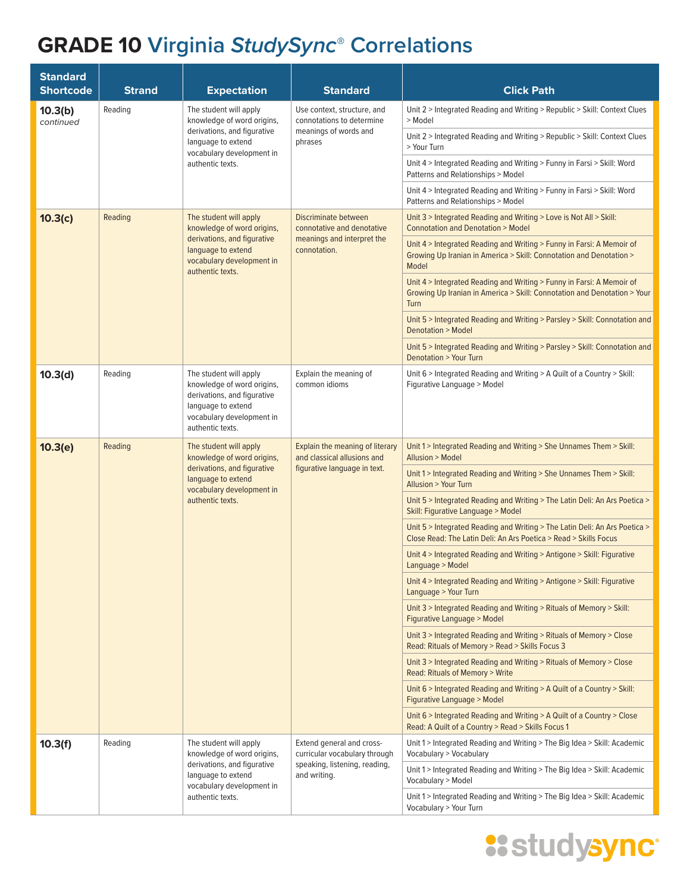# GRADE 10 Virginia *StudySync*® Correlations

| Standard Shortcode | Strand | Expectation | Standard | Click Path |
|---|---|---|---|---|
| **10.3(b)** *continued* | Reading | The student will apply knowledge of word origins, derivations, and figurative language to extend vocabulary development in authentic texts. | Use context, structure, and connotations to determine meanings of words and phrases | Unit 2 > Integrated Reading and Writing > Republic > Skill: Context Clues > Model |
| | | | | Unit 2 > Integrated Reading and Writing > Republic > Skill: Context Clues > Your Turn |
| | | | | Unit 4 > Integrated Reading and Writing > Funny in Farsi > Skill: Word Patterns and Relationships > Model |
| | | | | Unit 4 > Integrated Reading and Writing > Funny in Farsi > Skill: Word Patterns and Relationships > Model |
| **10.3(c)** | Reading | The student will apply knowledge of word origins, derivations, and figurative language to extend vocabulary development in authentic texts. | Discriminate between connotative and denotative meanings and interpret the connotation. | Unit 3 > Integrated Reading and Writing > Love is Not All > Skill: Connotation and Denotation > Model |
| | | | | Unit 4 > Integrated Reading and Writing > Funny in Farsi: A Memoir of Growing Up Iranian in America > Skill: Connotation and Denotation > Model |
| | | | | Unit 4 > Integrated Reading and Writing > Funny in Farsi: A Memoir of Growing Up Iranian in America > Skill: Connotation and Denotation > Your Turn |
| | | | | Unit 5 > Integrated Reading and Writing > Parsley > Skill: Connotation and Denotation > Model |
| | | | | Unit 5 > Integrated Reading and Writing > Parsley > Skill: Connotation and Denotation > Your Turn |
| **10.3(d)** | Reading | The student will apply knowledge of word origins, derivations, and figurative language to extend vocabulary development in authentic texts. | Explain the meaning of common idioms | Unit 6 > Integrated Reading and Writing > A Quilt of a Country > Skill: Figurative Language > Model |
| **10.3(e)** | Reading | The student will apply knowledge of word origins, derivations, and figurative language to extend vocabulary development in authentic texts. | Explain the meaning of literary and classical allusions and figurative language in text. | Unit 1 > Integrated Reading and Writing > She Unnames Them > Skill: Allusion > Model |
| | | | | Unit 1 > Integrated Reading and Writing > She Unnames Them > Skill: Allusion > Your Turn |
| | | | | Unit 5 > Integrated Reading and Writing > The Latin Deli: An Ars Poetica > Skill: Figurative Language > Model |
| | | | | Unit 5 > Integrated Reading and Writing > The Latin Deli: An Ars Poetica > Close Read: The Latin Deli: An Ars Poetica > Read > Skills Focus |
| | | | | Unit 4 > Integrated Reading and Writing > Antigone > Skill: Figurative Language > Model |
| | | | | Unit 4 > Integrated Reading and Writing > Antigone > Skill: Figurative Language > Your Turn |
| | | | | Unit 3 > Integrated Reading and Writing > Rituals of Memory > Skill: Figurative Language > Model |
| | | | | Unit 3 > Integrated Reading and Writing > Rituals of Memory > Close Read: Rituals of Memory > Read > Skills Focus 3 |
| | | | | Unit 3 > Integrated Reading and Writing > Rituals of Memory > Close Read: Rituals of Memory > Write |
| | | | | Unit 6 > Integrated Reading and Writing > A Quilt of a Country > Skill: Figurative Language > Model |
| | | | | Unit 6 > Integrated Reading and Writing > A Quilt of a Country > Close Read: A Quilt of a Country > Read > Skills Focus 1 |
| **10.3(f)** | Reading | The student will apply knowledge of word origins, derivations, and figurative language to extend vocabulary development in authentic texts. | Extend general and cross-curricular vocabulary through speaking, listening, reading, and writing. | Unit 1 > Integrated Reading and Writing > The Big Idea > Skill: Academic Vocabulary > Vocabulary |
| | | | | Unit 1 > Integrated Reading and Writing > The Big Idea > Skill: Academic Vocabulary > Model |
| | | | | Unit 1 > Integrated Reading and Writing > The Big Idea > Skill: Academic Vocabulary > Your Turn |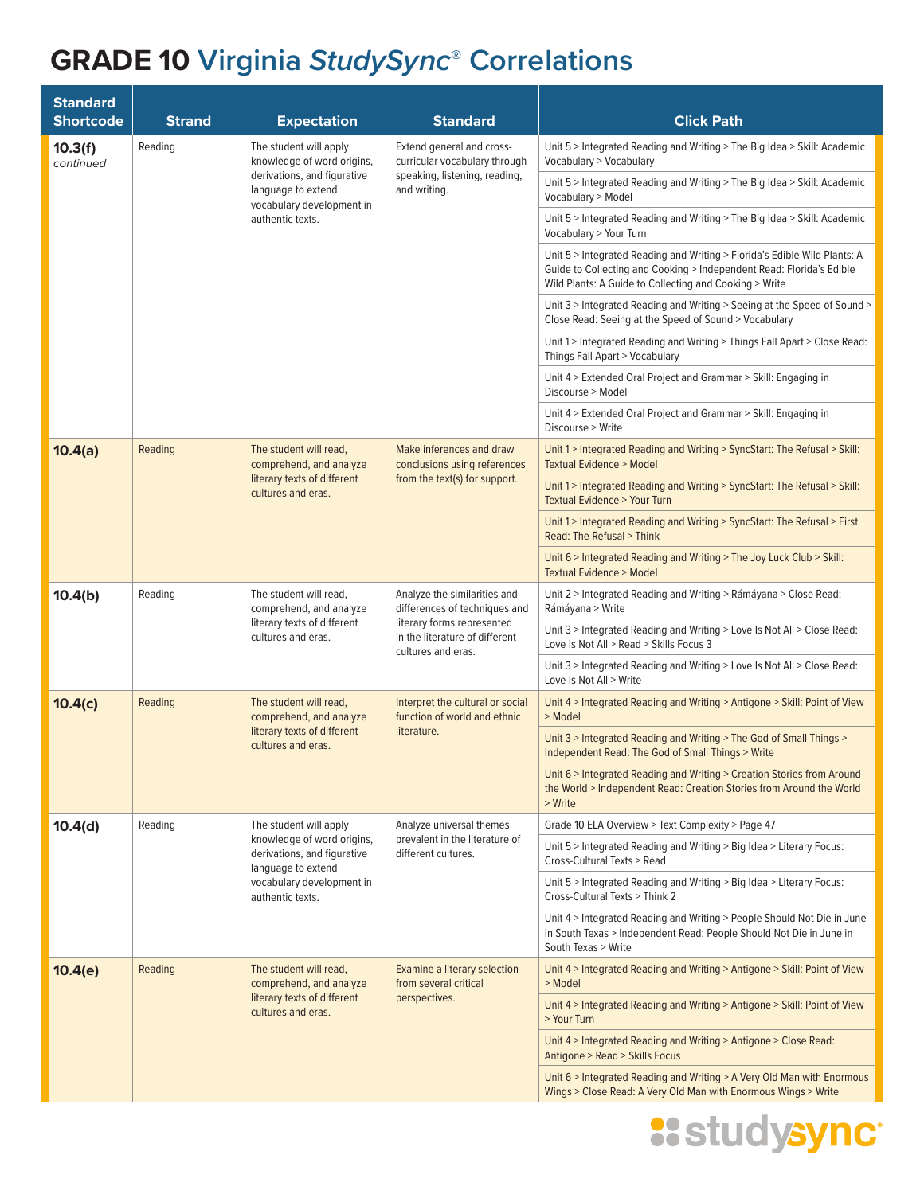# GRADE 10 Virginia *StudySync*® Correlations

| Standard Shortcode | Strand | Expectation | Standard | Click Path |
|---|---|---|---|---|
| **10.3(f)** *continued* | Reading | The student will apply knowledge of word origins, derivations, and figurative language to extend vocabulary development in authentic texts. | Extend general and cross-curricular vocabulary through speaking, listening, reading, and writing. | Unit 5 > Integrated Reading and Writing > The Big Idea > Skill: Academic Vocabulary > Vocabulary |
| | | | | Unit 5 > Integrated Reading and Writing > The Big Idea > Skill: Academic Vocabulary > Model |
| | | | | Unit 5 > Integrated Reading and Writing > The Big Idea > Skill: Academic Vocabulary > Your Turn |
| | | | | Unit 5 > Integrated Reading and Writing > Florida's Edible Wild Plants: A Guide to Collecting and Cooking > Independent Read: Florida's Edible Wild Plants: A Guide to Collecting and Cooking > Write |
| | | | | Unit 3 > Integrated Reading and Writing > Seeing at the Speed of Sound > Close Read: Seeing at the Speed of Sound > Vocabulary |
| | | | | Unit 1 > Integrated Reading and Writing > Things Fall Apart > Close Read: Things Fall Apart > Vocabulary |
| | | | | Unit 4 > Extended Oral Project and Grammar > Skill: Engaging in Discourse > Model |
| | | | | Unit 4 > Extended Oral Project and Grammar > Skill: Engaging in Discourse > Write |
| **10.4(a)** | Reading | The student will read, comprehend, and analyze literary texts of different cultures and eras. | Make inferences and draw conclusions using references from the text(s) for support. | Unit 1 > Integrated Reading and Writing > SyncStart: The Refusal > Skill: Textual Evidence > Model |
| | | | | Unit 1 > Integrated Reading and Writing > SyncStart: The Refusal > Skill: Textual Evidence > Your Turn |
| | | | | Unit 1 > Integrated Reading and Writing > SyncStart: The Refusal > First Read: The Refusal > Think |
| | | | | Unit 6 > Integrated Reading and Writing > The Joy Luck Club > Skill: Textual Evidence > Model |
| **10.4(b)** | Reading | The student will read, comprehend, and analyze literary texts of different cultures and eras. | Analyze the similarities and differences of techniques and literary forms represented in the literature of different cultures and eras. | Unit 2 > Integrated Reading and Writing > Rámáyana > Close Read: Rámáyana > Write |
| | | | | Unit 3 > Integrated Reading and Writing > Love Is Not All > Close Read: Love Is Not All > Read > Skills Focus 3 |
| | | | | Unit 3 > Integrated Reading and Writing > Love Is Not All > Close Read: Love Is Not All > Write |
| **10.4(c)** | Reading | The student will read, comprehend, and analyze literary texts of different cultures and eras. | Interpret the cultural or social function of world and ethnic literature. | Unit 4 > Integrated Reading and Writing > Antigone > Skill: Point of View > Model |
| | | | | Unit 3 > Integrated Reading and Writing > The God of Small Things > Independent Read: The God of Small Things > Write |
| | | | | Unit 6 > Integrated Reading and Writing > Creation Stories from Around the World > Independent Read: Creation Stories from Around the World > Write |
| **10.4(d)** | Reading | The student will apply knowledge of word origins, derivations, and figurative language to extend vocabulary development in authentic texts. | Analyze universal themes prevalent in the literature of different cultures. | Grade 10 ELA Overview > Text Complexity > Page 47 |
| | | | | Unit 5 > Integrated Reading and Writing > Big Idea > Literary Focus: Cross-Cultural Texts > Read |
| | | | | Unit 5 > Integrated Reading and Writing > Big Idea > Literary Focus: Cross-Cultural Texts > Think 2 |
| | | | | Unit 4 > Integrated Reading and Writing > People Should Not Die in June in South Texas > Independent Read: People Should Not Die in June in South Texas > Write |
| **10.4(e)** | Reading | The student will read, comprehend, and analyze literary texts of different cultures and eras. | Examine a literary selection from several critical perspectives. | Unit 4 > Integrated Reading and Writing > Antigone > Skill: Point of View > Model |
| | | | | Unit 4 > Integrated Reading and Writing > Antigone > Skill: Point of View > Your Turn |
| | | | | Unit 4 > Integrated Reading and Writing > Antigone > Close Read: Antigone > Read > Skills Focus |
| | | | | Unit 6 > Integrated Reading and Writing > A Very Old Man with Enormous Wings > Close Read: A Very Old Man with Enormous Wings > Write |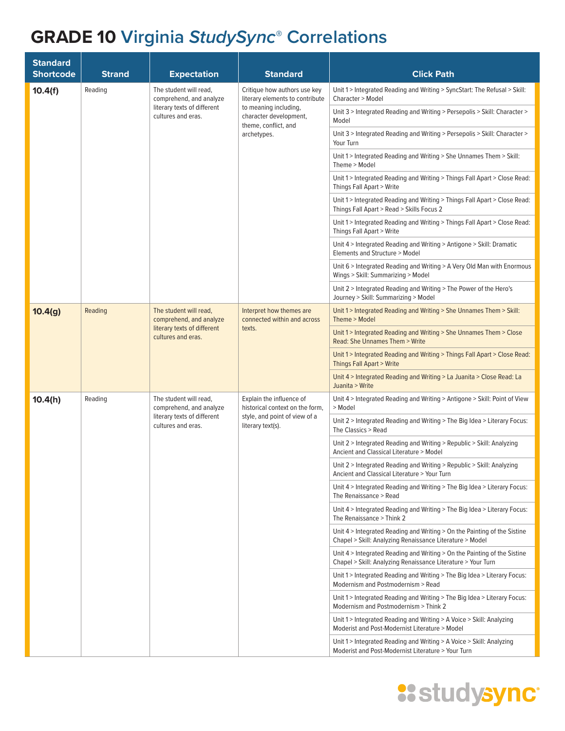# GRADE 10 Virginia *StudySync*® Correlations

| Standard Shortcode | Strand | Expectation | Standard | Click Path |
|---|---|---|---|---|
| **10.4(f)** | Reading | The student will read, comprehend, and analyze literary texts of different cultures and eras. | Critique how authors use key literary elements to contribute to meaning including, character development, theme, conflict, and archetypes. | Unit 1 > Integrated Reading and Writing > SyncStart: The Refusal > Skill: Character > Model |
| | | | | Unit 3 > Integrated Reading and Writing > Persepolis > Skill: Character > Model |
| | | | | Unit 3 > Integrated Reading and Writing > Persepolis > Skill: Character > Your Turn |
| | | | | Unit 1 > Integrated Reading and Writing > She Unnames Them > Skill: Theme > Model |
| | | | | Unit 1 > Integrated Reading and Writing > Things Fall Apart > Close Read: Things Fall Apart > Write |
| | | | | Unit 1 > Integrated Reading and Writing > Things Fall Apart > Close Read: Things Fall Apart > Read > Skills Focus 2 |
| | | | | Unit 1 > Integrated Reading and Writing > Things Fall Apart > Close Read: Things Fall Apart > Write |
| | | | | Unit 4 > Integrated Reading and Writing > Antigone > Skill: Dramatic Elements and Structure > Model |
| | | | | Unit 6 > Integrated Reading and Writing > A Very Old Man with Enormous Wings > Skill: Summarizing > Model |
| | | | | Unit 2 > Integrated Reading and Writing > The Power of the Hero's Journey > Skill: Summarizing > Model |
| **10.4(g)** | Reading | The student will read, comprehend, and analyze literary texts of different cultures and eras. | Interpret how themes are connected within and across texts. | Unit 1 > Integrated Reading and Writing > She Unnames Them > Skill: Theme > Model |
| | | | | Unit 1 > Integrated Reading and Writing > She Unnames Them > Close Read: She Unnames Them > Write |
| | | | | Unit 1 > Integrated Reading and Writing > Things Fall Apart > Close Read: Things Fall Apart > Write |
| | | | | Unit 4 > Integrated Reading and Writing > La Juanita > Close Read: La Juanita > Write |
| **10.4(h)** | Reading | The student will read, comprehend, and analyze literary texts of different cultures and eras. | Explain the influence of historical context on the form, style, and point of view of a literary text(s). | Unit 4 > Integrated Reading and Writing > Antigone > Skill: Point of View > Model |
| | | | | Unit 2 > Integrated Reading and Writing > The Big Idea > Literary Focus: The Classics > Read |
| | | | | Unit 2 > Integrated Reading and Writing > Republic > Skill: Analyzing Ancient and Classical Literature > Model |
| | | | | Unit 2 > Integrated Reading and Writing > Republic > Skill: Analyzing Ancient and Classical Literature > Your Turn |
| | | | | Unit 4 > Integrated Reading and Writing > The Big Idea > Literary Focus: The Renaissance > Read |
| | | | | Unit 4 > Integrated Reading and Writing > The Big Idea > Literary Focus: The Renaissance > Think 2 |
| | | | | Unit 4 > Integrated Reading and Writing > On the Painting of the Sistine Chapel > Skill: Analyzing Renaissance Literature > Model |
| | | | | Unit 4 > Integrated Reading and Writing > On the Painting of the Sistine Chapel > Skill: Analyzing Renaissance Literature > Your Turn |
| | | | | Unit 1 > Integrated Reading and Writing > The Big Idea > Literary Focus: Modernism and Postmodernism > Read |
| | | | | Unit 1 > Integrated Reading and Writing > The Big Idea > Literary Focus: Modernism and Postmodernism > Think 2 |
| | | | | Unit 1 > Integrated Reading and Writing > A Voice > Skill: Analyzing Moderist and Post-Modernist Literature > Model |
| | | | | Unit 1 > Integrated Reading and Writing > A Voice > Skill: Analyzing Moderist and Post-Modernist Literature > Your Turn |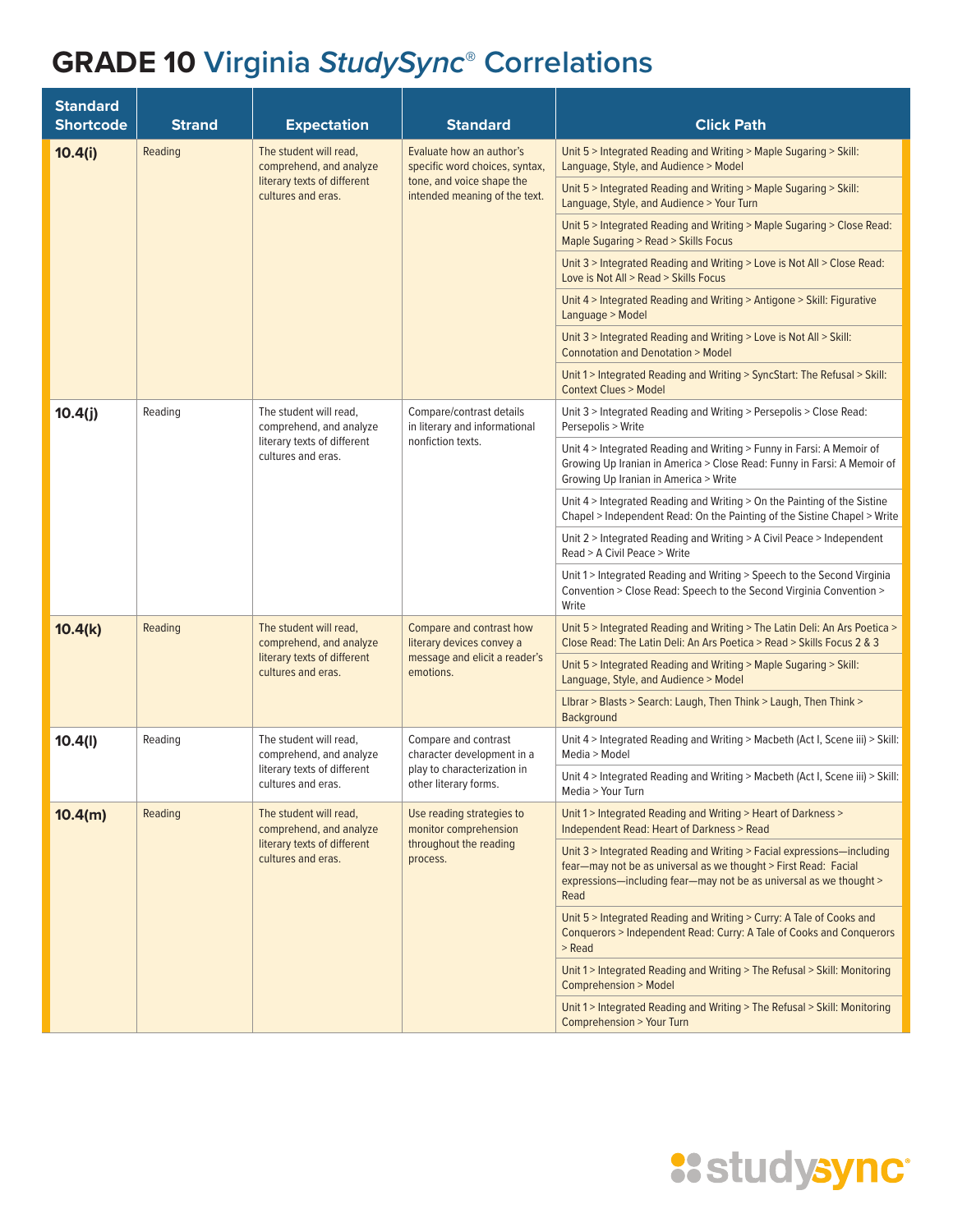# GRADE 10 Virginia *StudySync®* Correlations

| Standard Shortcode | Strand | Expectation | Standard | Click Path |
|---|---|---|---|---|
| **10.4(i)** | Reading | The student will read, comprehend, and analyze literary texts of different cultures and eras. | Evaluate how an author's specific word choices, syntax, tone, and voice shape the intended meaning of the text. | Unit 5 > Integrated Reading and Writing > Maple Sugaring > Skill: Language, Style, and Audience > Model |
| | | | | Unit 5 > Integrated Reading and Writing > Maple Sugaring > Skill: Language, Style, and Audience > Your Turn |
| | | | | Unit 5 > Integrated Reading and Writing > Maple Sugaring > Close Read: Maple Sugaring > Read > Skills Focus |
| | | | | Unit 3 > Integrated Reading and Writing > Love is Not All > Close Read: Love is Not All > Read > Skills Focus |
| | | | | Unit 4 > Integrated Reading and Writing > Antigone > Skill: Figurative Language > Model |
| | | | | Unit 3 > Integrated Reading and Writing > Love is Not All > Skill: Connotation and Denotation > Model |
| | | | | Unit 1 > Integrated Reading and Writing > SyncStart: The Refusal > Skill: Context Clues > Model |
| **10.4(j)** | Reading | The student will read, comprehend, and analyze literary texts of different cultures and eras. | Compare/contrast details in literary and informational nonfiction texts. | Unit 3 > Integrated Reading and Writing > Persepolis > Close Read: Persepolis > Write |
| | | | | Unit 4 > Integrated Reading and Writing > Funny in Farsi: A Memoir of Growing Up Iranian in America > Close Read: Funny in Farsi: A Memoir of Growing Up Iranian in America > Write |
| | | | | Unit 4 > Integrated Reading and Writing > On the Painting of the Sistine Chapel > Independent Read: On the Painting of the Sistine Chapel > Write |
| | | | | Unit 2 > Integrated Reading and Writing > A Civil Peace > Independent Read > A Civil Peace > Write |
| | | | | Unit 1 > Integrated Reading and Writing > Speech to the Second Virginia Convention > Close Read: Speech to the Second Virginia Convention > Write |
| **10.4(k)** | Reading | The student will read, comprehend, and analyze literary texts of different cultures and eras. | Compare and contrast how literary devices convey a message and elicit a reader's emotions. | Unit 5 > Integrated Reading and Writing > The Latin Deli: An Ars Poetica > Close Read: The Latin Deli: An Ars Poetica > Read > Skills Focus 2 & 3 |
| | | | | Unit 5 > Integrated Reading and Writing > Maple Sugaring > Skill: Language, Style, and Audience > Model |
| | | | | LIbrar > Blasts > Search: Laugh, Then Think > Laugh, Then Think > Background |
| **10.4(l)** | Reading | The student will read, comprehend, and analyze literary texts of different cultures and eras. | Compare and contrast character development in a play to characterization in other literary forms. | Unit 4 > Integrated Reading and Writing > Macbeth (Act I, Scene iii) > Skill: Media > Model |
| | | | | Unit 4 > Integrated Reading and Writing > Macbeth (Act I, Scene iii) > Skill: Media > Your Turn |
| **10.4(m)** | Reading | The student will read, comprehend, and analyze literary texts of different cultures and eras. | Use reading strategies to monitor comprehension throughout the reading process. | Unit 1 > Integrated Reading and Writing > Heart of Darkness > Independent Read: Heart of Darkness > Read |
| | | | | Unit 3 > Integrated Reading and Writing > Facial expressions—including fear—may not be as universal as we thought > First Read: Facial expressions—including fear—may not be as universal as we thought > Read |
| | | | | Unit 5 > Integrated Reading and Writing > Curry: A Tale of Cooks and Conquerors > Independent Read: Curry: A Tale of Cooks and Conquerors > Read |
| | | | | Unit 1 > Integrated Reading and Writing > The Refusal > Skill: Monitoring Comprehension > Model |
| | | | | Unit 1 > Integrated Reading and Writing > The Refusal > Skill: Monitoring Comprehension > Your Turn |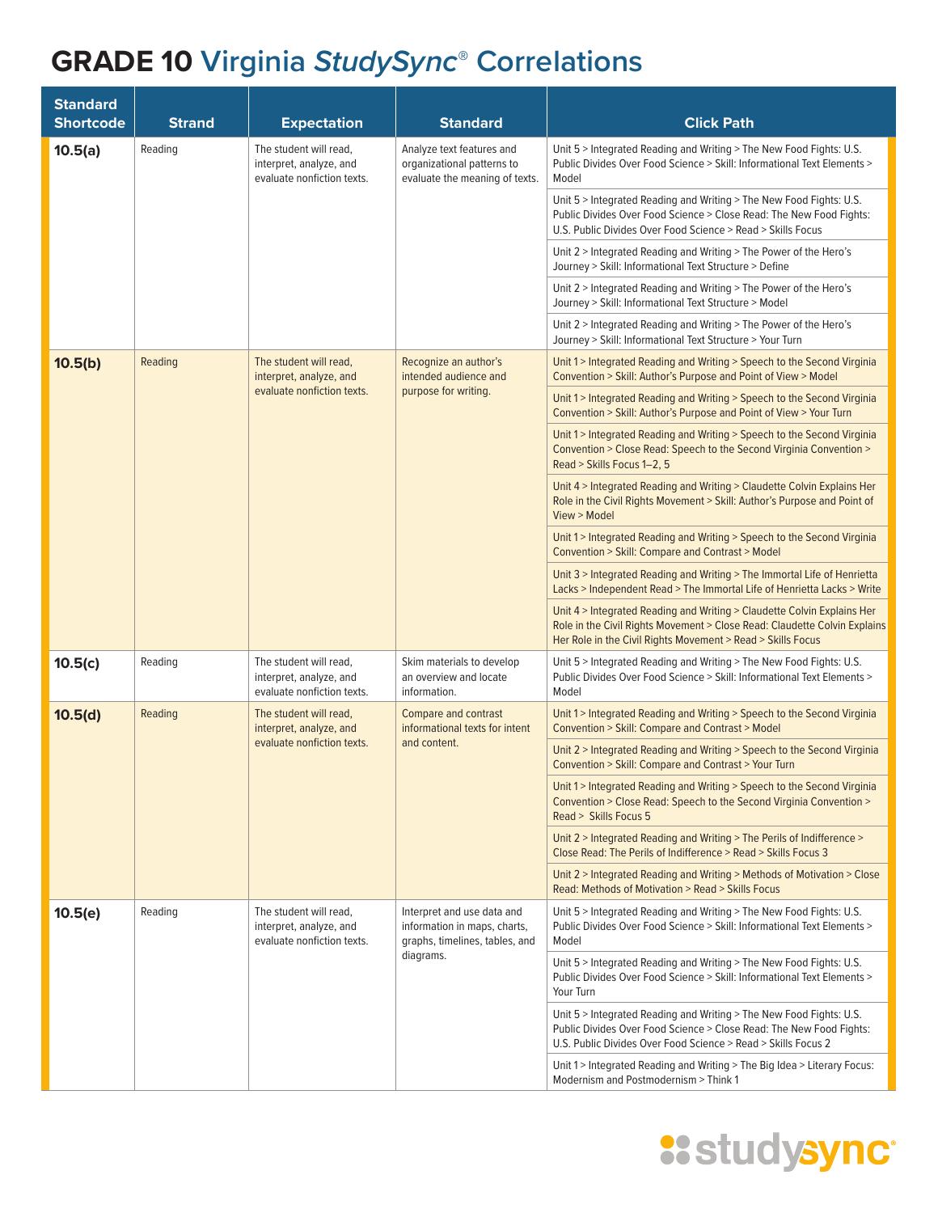# GRADE 10 Virginia *StudySync*® Correlations

| Standard Shortcode | Strand | Expectation | Standard | Click Path |
|---|---|---|---|---|
| **10.5(a)** | Reading | The student will read, interpret, analyze, and evaluate nonfiction texts. | Analyze text features and organizational patterns to evaluate the meaning of texts. | Unit 5 > Integrated Reading and Writing > The New Food Fights: U.S. Public Divides Over Food Science > Skill: Informational Text Elements > Model |
| | | | | Unit 5 > Integrated Reading and Writing > The New Food Fights: U.S. Public Divides Over Food Science > Close Read: The New Food Fights: U.S. Public Divides Over Food Science > Read > Skills Focus |
| | | | | Unit 2 > Integrated Reading and Writing > The Power of the Hero's Journey > Skill: Informational Text Structure > Define |
| | | | | Unit 2 > Integrated Reading and Writing > The Power of the Hero's Journey > Skill: Informational Text Structure > Model |
| | | | | Unit 2 > Integrated Reading and Writing > The Power of the Hero's Journey > Skill: Informational Text Structure > Your Turn |
| **10.5(b)** | Reading | The student will read, interpret, analyze, and evaluate nonfiction texts. | Recognize an author's intended audience and purpose for writing. | Unit 1 > Integrated Reading and Writing > Speech to the Second Virginia Convention > Skill: Author's Purpose and Point of View > Model |
| | | | | Unit 1 > Integrated Reading and Writing > Speech to the Second Virginia Convention > Skill: Author's Purpose and Point of View > Your Turn |
| | | | | Unit 1 > Integrated Reading and Writing > Speech to the Second Virginia Convention > Close Read: Speech to the Second Virginia Convention > Read > Skills Focus 1–2, 5 |
| | | | | Unit 4 > Integrated Reading and Writing > Claudette Colvin Explains Her Role in the Civil Rights Movement > Skill: Author's Purpose and Point of View > Model |
| | | | | Unit 1 > Integrated Reading and Writing > Speech to the Second Virginia Convention > Skill: Compare and Contrast > Model |
| | | | | Unit 3 > Integrated Reading and Writing > The Immortal Life of Henrietta Lacks > Independent Read > The Immortal Life of Henrietta Lacks > Write |
| | | | | Unit 4 > Integrated Reading and Writing > Claudette Colvin Explains Her Role in the Civil Rights Movement > Close Read: Claudette Colvin Explains Her Role in the Civil Rights Movement > Read > Skills Focus |
| **10.5(c)** | Reading | The student will read, interpret, analyze, and evaluate nonfiction texts. | Skim materials to develop an overview and locate information. | Unit 5 > Integrated Reading and Writing > The New Food Fights: U.S. Public Divides Over Food Science > Skill: Informational Text Elements > Model |
| **10.5(d)** | Reading | The student will read, interpret, analyze, and evaluate nonfiction texts. | Compare and contrast informational texts for intent and content. | Unit 1 > Integrated Reading and Writing > Speech to the Second Virginia Convention > Skill: Compare and Contrast > Model |
| | | | | Unit 2 > Integrated Reading and Writing > Speech to the Second Virginia Convention > Skill: Compare and Contrast > Your Turn |
| | | | | Unit 1 > Integrated Reading and Writing > Speech to the Second Virginia Convention > Close Read: Speech to the Second Virginia Convention > Read > Skills Focus 5 |
| | | | | Unit 2 > Integrated Reading and Writing > The Perils of Indifference > Close Read: The Perils of Indifference > Read > Skills Focus 3 |
| | | | | Unit 2 > Integrated Reading and Writing > Methods of Motivation > Close Read: Methods of Motivation > Read > Skills Focus |
| **10.5(e)** | Reading | The student will read, interpret, analyze, and evaluate nonfiction texts. | Interpret and use data and information in maps, charts, graphs, timelines, tables, and diagrams. | Unit 5 > Integrated Reading and Writing > The New Food Fights: U.S. Public Divides Over Food Science > Skill: Informational Text Elements > Model |
| | | | | Unit 5 > Integrated Reading and Writing > The New Food Fights: U.S. Public Divides Over Food Science > Skill: Informational Text Elements > Your Turn |
| | | | | Unit 5 > Integrated Reading and Writing > The New Food Fights: U.S. Public Divides Over Food Science > Close Read: The New Food Fights: U.S. Public Divides Over Food Science > Read > Skills Focus 2 |
| | | | | Unit 1 > Integrated Reading and Writing > The Big Idea > Literary Focus: Modernism and Postmodernism > Think 1 |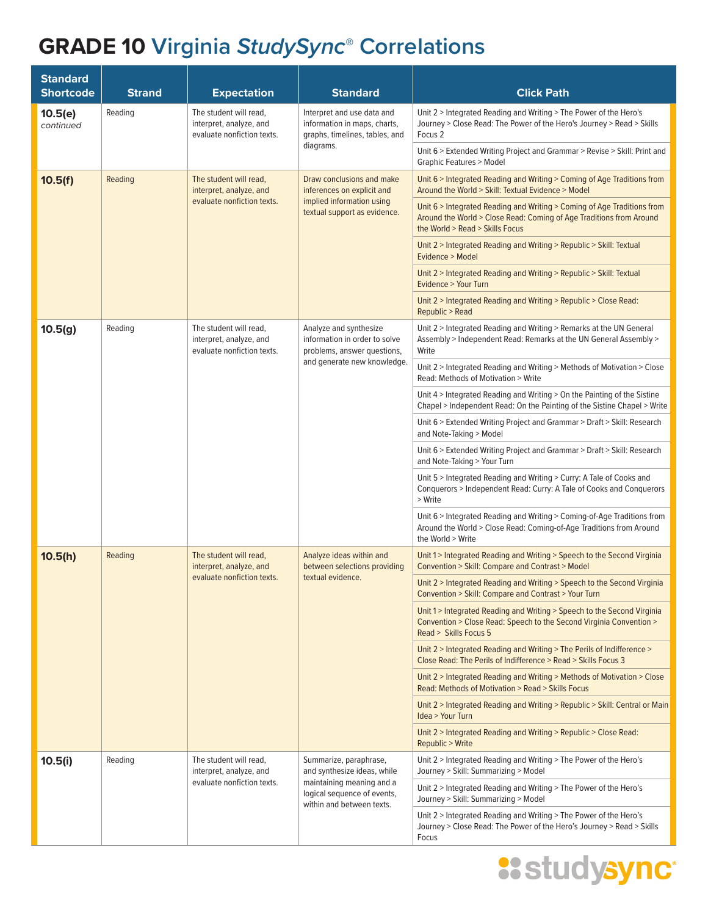# GRADE 10 Virginia *StudySync*® Correlations

| Standard Shortcode | Strand | Expectation | Standard | Click Path |
|---|---|---|---|---|
| **10.5(e)** *continued* | Reading | The student will read, interpret, analyze, and evaluate nonfiction texts. | Interpret and use data and information in maps, charts, graphs, timelines, tables, and diagrams. | Unit 2 > Integrated Reading and Writing > The Power of the Hero's Journey > Close Read: The Power of the Hero's Journey > Read > Skills Focus 2 |
| | | | | Unit 6 > Extended Writing Project and Grammar > Revise > Skill: Print and Graphic Features > Model |
| **10.5(f)** | Reading | The student will read, interpret, analyze, and evaluate nonfiction texts. | Draw conclusions and make inferences on explicit and implied information using textual support as evidence. | Unit 6 > Integrated Reading and Writing > Coming of Age Traditions from Around the World > Skill: Textual Evidence > Model |
| | | | | Unit 6 > Integrated Reading and Writing > Coming of Age Traditions from Around the World > Close Read: Coming of Age Traditions from Around the World > Read > Skills Focus |
| | | | | Unit 2 > Integrated Reading and Writing > Republic > Skill: Textual Evidence > Model |
| | | | | Unit 2 > Integrated Reading and Writing > Republic > Skill: Textual Evidence > Your Turn |
| | | | | Unit 2 > Integrated Reading and Writing > Republic > Close Read: Republic > Read |
| **10.5(g)** | Reading | The student will read, interpret, analyze, and evaluate nonfiction texts. | Analyze and synthesize information in order to solve problems, answer questions, and generate new knowledge. | Unit 2 > Integrated Reading and Writing > Remarks at the UN General Assembly > Independent Read: Remarks at the UN General Assembly > Write |
| | | | | Unit 2 > Integrated Reading and Writing > Methods of Motivation > Close Read: Methods of Motivation > Write |
| | | | | Unit 4 > Integrated Reading and Writing > On the Painting of the Sistine Chapel > Independent Read: On the Painting of the Sistine Chapel > Write |
| | | | | Unit 6 > Extended Writing Project and Grammar > Draft > Skill: Research and Note-Taking > Model |
| | | | | Unit 6 > Extended Writing Project and Grammar > Draft > Skill: Research and Note-Taking > Your Turn |
| | | | | Unit 5 > Integrated Reading and Writing > Curry: A Tale of Cooks and Conquerors > Independent Read: Curry: A Tale of Cooks and Conquerors > Write |
| | | | | Unit 6 > Integrated Reading and Writing > Coming-of-Age Traditions from Around the World > Close Read: Coming-of-Age Traditions from Around the World > Write |
| **10.5(h)** | Reading | The student will read, interpret, analyze, and evaluate nonfiction texts. | Analyze ideas within and between selections providing textual evidence. | Unit 1 > Integrated Reading and Writing > Speech to the Second Virginia Convention > Skill: Compare and Contrast > Model |
| | | | | Unit 2 > Integrated Reading and Writing > Speech to the Second Virginia Convention > Skill: Compare and Contrast > Your Turn |
| | | | | Unit 1 > Integrated Reading and Writing > Speech to the Second Virginia Convention > Close Read: Speech to the Second Virginia Convention > Read > Skills Focus 5 |
| | | | | Unit 2 > Integrated Reading and Writing > The Perils of Indifference > Close Read: The Perils of Indifference > Read > Skills Focus 3 |
| | | | | Unit 2 > Integrated Reading and Writing > Methods of Motivation > Close Read: Methods of Motivation > Read > Skills Focus |
| | | | | Unit 2 > Integrated Reading and Writing > Republic > Skill: Central or Main Idea > Your Turn |
| | | | | Unit 2 > Integrated Reading and Writing > Republic > Close Read: Republic > Write |
| **10.5(i)** | Reading | The student will read, interpret, analyze, and evaluate nonfiction texts. | Summarize, paraphrase, and synthesize ideas, while maintaining meaning and a logical sequence of events, within and between texts. | Unit 2 > Integrated Reading and Writing > The Power of the Hero's Journey > Skill: Summarizing > Model |
| | | | | Unit 2 > Integrated Reading and Writing > The Power of the Hero's Journey > Skill: Summarizing > Model |
| | | | | Unit 2 > Integrated Reading and Writing > The Power of the Hero's Journey > Close Read: The Power of the Hero's Journey > Read > Skills Focus |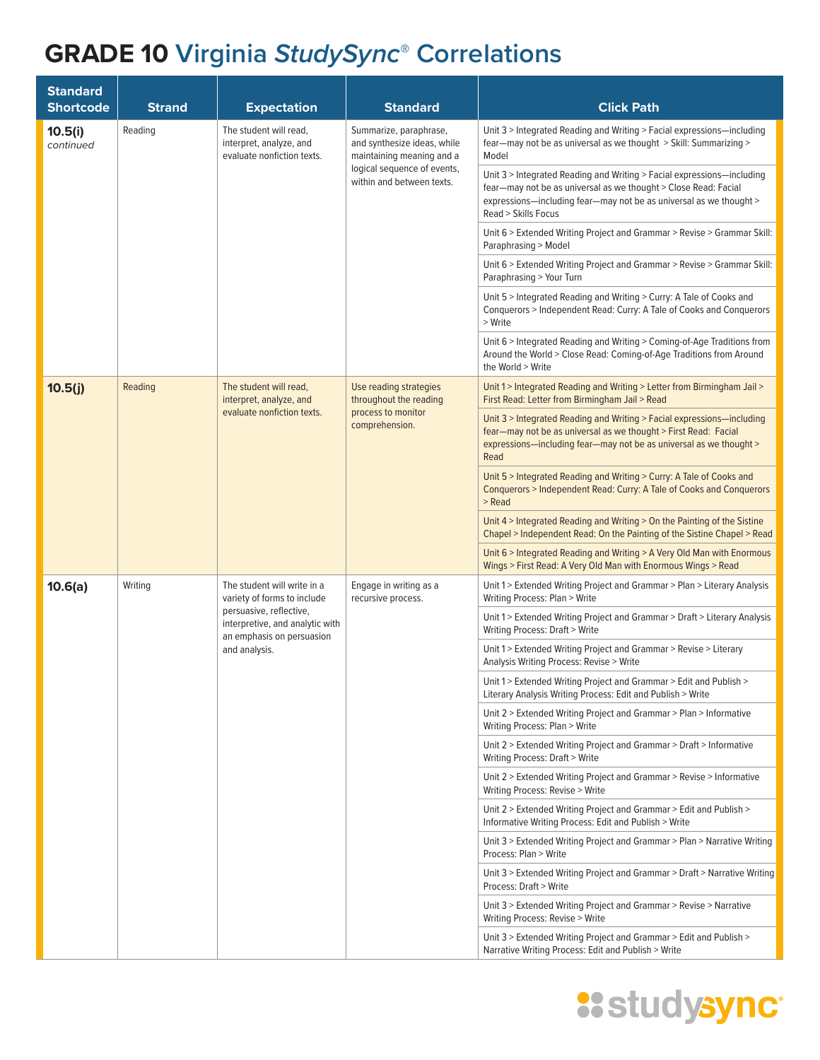# GRADE 10 Virginia *StudySync®* Correlations

| Standard Shortcode | Strand | Expectation | Standard | Click Path |
|---|---|---|---|---|
| **10.5(i)** *continued* | Reading | The student will read, interpret, analyze, and evaluate nonfiction texts. | Summarize, paraphrase, and synthesize ideas, while maintaining meaning and a logical sequence of events, within and between texts. | Unit 3 > Integrated Reading and Writing > Facial expressions—including fear—may not be as universal as we thought > Skill: Summarizing > Model |
| | | | | Unit 3 > Integrated Reading and Writing > Facial expressions—including fear—may not be as universal as we thought > Close Read: Facial expressions—including fear—may not be as universal as we thought > Read > Skills Focus |
| | | | | Unit 6 > Extended Writing Project and Grammar > Revise > Grammar Skill: Paraphrasing > Model |
| | | | | Unit 6 > Extended Writing Project and Grammar > Revise > Grammar Skill: Paraphrasing > Your Turn |
| | | | | Unit 5 > Integrated Reading and Writing > Curry: A Tale of Cooks and Conquerors > Independent Read: Curry: A Tale of Cooks and Conquerors > Write |
| | | | | Unit 6 > Integrated Reading and Writing > Coming-of-Age Traditions from Around the World > Close Read: Coming-of-Age Traditions from Around the World > Write |
| **10.5(j)** | Reading | The student will read, interpret, analyze, and evaluate nonfiction texts. | Use reading strategies throughout the reading process to monitor comprehension. | Unit 1 > Integrated Reading and Writing > Letter from Birmingham Jail > First Read: Letter from Birmingham Jail > Read |
| | | | | Unit 3 > Integrated Reading and Writing > Facial expressions—including fear—may not be as universal as we thought > First Read: Facial expressions—including fear—may not be as universal as we thought > Read |
| | | | | Unit 5 > Integrated Reading and Writing > Curry: A Tale of Cooks and Conquerors > Independent Read: Curry: A Tale of Cooks and Conquerors > Read |
| | | | | Unit 4 > Integrated Reading and Writing > On the Painting of the Sistine Chapel > Independent Read: On the Painting of the Sistine Chapel > Read |
| | | | | Unit 6 > Integrated Reading and Writing > A Very Old Man with Enormous Wings > First Read: A Very Old Man with Enormous Wings > Read |
| **10.6(a)** | Writing | The student will write in a variety of forms to include persuasive, reflective, interpretive, and analytic with an emphasis on persuasion and analysis. | Engage in writing as a recursive process. | Unit 1 > Extended Writing Project and Grammar > Plan > Literary Analysis Writing Process: Plan > Write |
| | | | | Unit 1 > Extended Writing Project and Grammar > Draft > Literary Analysis Writing Process: Draft > Write |
| | | | | Unit 1 > Extended Writing Project and Grammar > Revise > Literary Analysis Writing Process: Revise > Write |
| | | | | Unit 1 > Extended Writing Project and Grammar > Edit and Publish > Literary Analysis Writing Process: Edit and Publish > Write |
| | | | | Unit 2 > Extended Writing Project and Grammar > Plan > Informative Writing Process: Plan > Write |
| | | | | Unit 2 > Extended Writing Project and Grammar > Draft > Informative Writing Process: Draft > Write |
| | | | | Unit 2 > Extended Writing Project and Grammar > Revise > Informative Writing Process: Revise > Write |
| | | | | Unit 2 > Extended Writing Project and Grammar > Edit and Publish > Informative Writing Process: Edit and Publish > Write |
| | | | | Unit 3 > Extended Writing Project and Grammar > Plan > Narrative Writing Process: Plan > Write |
| | | | | Unit 3 > Extended Writing Project and Grammar > Draft > Narrative Writing Process: Draft > Write |
| | | | | Unit 3 > Extended Writing Project and Grammar > Revise > Narrative Writing Process: Revise > Write |
| | | | | Unit 3 > Extended Writing Project and Grammar > Edit and Publish > Narrative Writing Process: Edit and Publish > Write |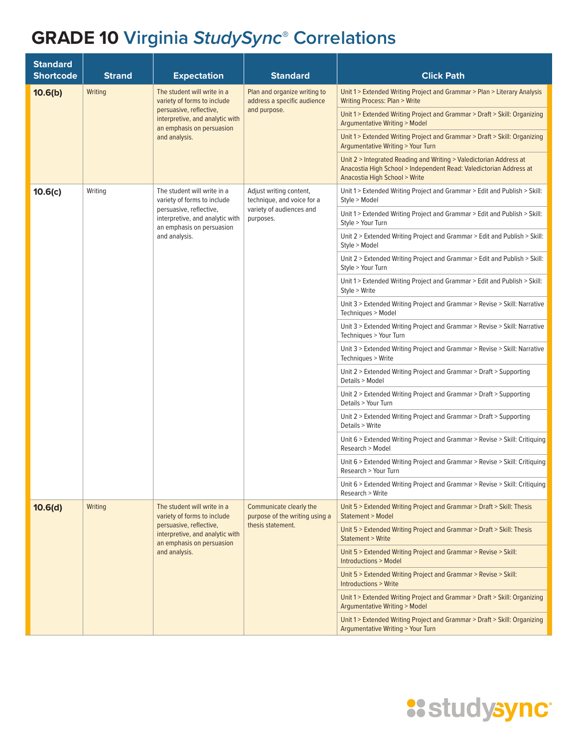# GRADE 10 Virginia *StudySync*® Correlations

| Standard Shortcode | Strand | Expectation | Standard | Click Path |
|---|---|---|---|---|
| **10.6(b)** | Writing | The student will write in a variety of forms to include persuasive, reflective, interpretive, and analytic with an emphasis on persuasion and analysis. | Plan and organize writing to address a specific audience and purpose. | Unit 1 > Extended Writing Project and Grammar > Plan > Literary Analysis Writing Process: Plan > Write |
| | | | | Unit 1 > Extended Writing Project and Grammar > Draft > Skill: Organizing Argumentative Writing > Model |
| | | | | Unit 1 > Extended Writing Project and Grammar > Draft > Skill: Organizing Argumentative Writing > Your Turn |
| | | | | Unit 2 > Integrated Reading and Writing > Valedictorian Address at Anacostia High School > Independent Read: Valedictorian Address at Anacostia High School > Write |
| **10.6(c)** | Writing | The student will write in a variety of forms to include persuasive, reflective, interpretive, and analytic with an emphasis on persuasion and analysis. | Adjust writing content, technique, and voice for a variety of audiences and purposes. | Unit 1 > Extended Writing Project and Grammar > Edit and Publish > Skill: Style > Model |
| | | | | Unit 1 > Extended Writing Project and Grammar > Edit and Publish > Skill: Style > Your Turn |
| | | | | Unit 2 > Extended Writing Project and Grammar > Edit and Publish > Skill: Style > Model |
| | | | | Unit 2 > Extended Writing Project and Grammar > Edit and Publish > Skill: Style > Your Turn |
| | | | | Unit 1 > Extended Writing Project and Grammar > Edit and Publish > Skill: Style > Write |
| | | | | Unit 3 > Extended Writing Project and Grammar > Revise > Skill: Narrative Techniques > Model |
| | | | | Unit 3 > Extended Writing Project and Grammar > Revise > Skill: Narrative Techniques > Your Turn |
| | | | | Unit 3 > Extended Writing Project and Grammar > Revise > Skill: Narrative Techniques > Write |
| | | | | Unit 2 > Extended Writing Project and Grammar > Draft > Supporting Details > Model |
| | | | | Unit 2 > Extended Writing Project and Grammar > Draft > Supporting Details > Your Turn |
| | | | | Unit 2 > Extended Writing Project and Grammar > Draft > Supporting Details > Write |
| | | | | Unit 6 > Extended Writing Project and Grammar > Revise > Skill: Critiquing Research > Model |
| | | | | Unit 6 > Extended Writing Project and Grammar > Revise > Skill: Critiquing Research > Your Turn |
| | | | | Unit 6 > Extended Writing Project and Grammar > Revise > Skill: Critiquing Research > Write |
| **10.6(d)** | Writing | The student will write in a variety of forms to include persuasive, reflective, interpretive, and analytic with an emphasis on persuasion and analysis. | Communicate clearly the purpose of the writing using a thesis statement. | Unit 5 > Extended Writing Project and Grammar > Draft > Skill: Thesis Statement > Model |
| | | | | Unit 5 > Extended Writing Project and Grammar > Draft > Skill: Thesis Statement > Write |
| | | | | Unit 5 > Extended Writing Project and Grammar > Revise > Skill: Introductions > Model |
| | | | | Unit 5 > Extended Writing Project and Grammar > Revise > Skill: Introductions > Write |
| | | | | Unit 1 > Extended Writing Project and Grammar > Draft > Skill: Organizing Argumentative Writing > Model |
| | | | | Unit 1 > Extended Writing Project and Grammar > Draft > Skill: Organizing Argumentative Writing > Your Turn |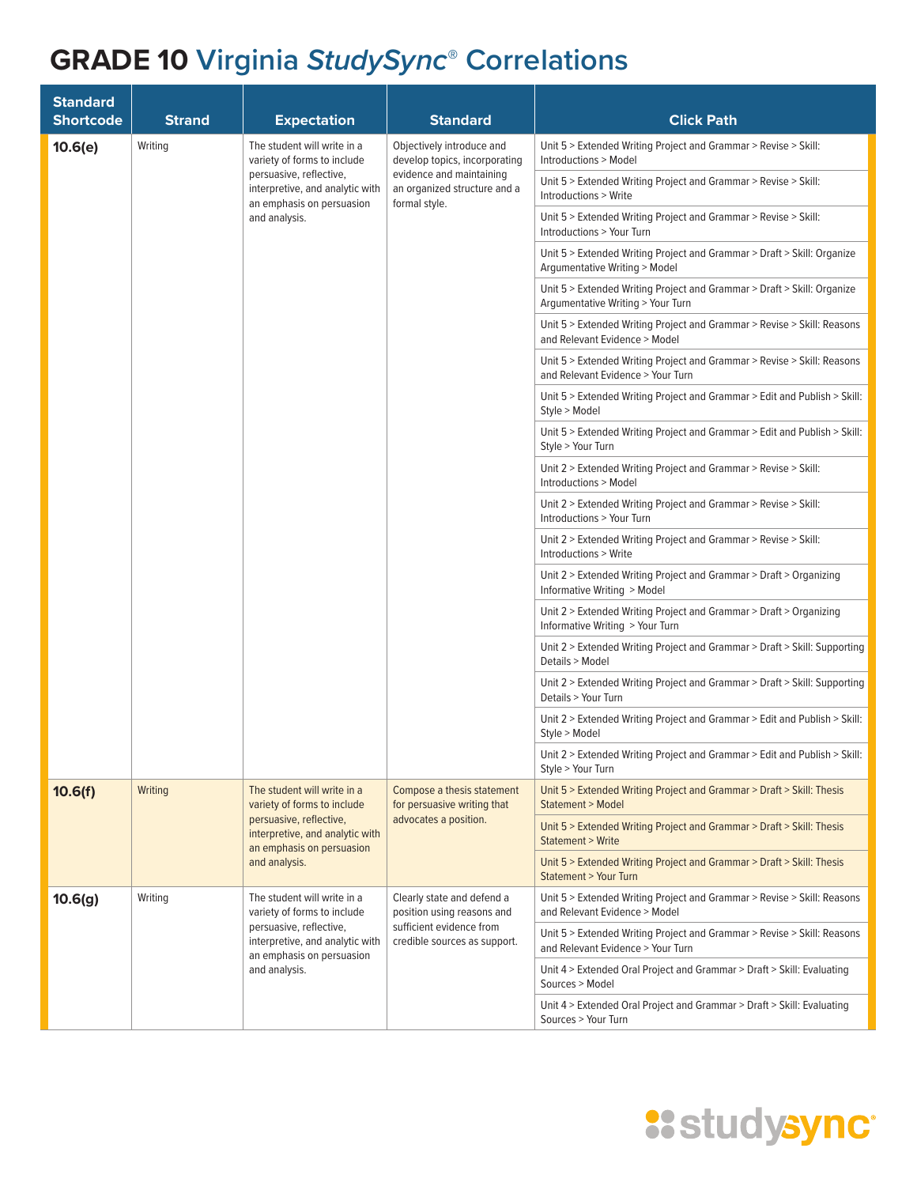# GRADE 10 Virginia *StudySync®* Correlations

| Standard Shortcode | Strand | Expectation | Standard | Click Path |
|---|---|---|---|---|
| **10.6(e)** | Writing | The student will write in a variety of forms to include persuasive, reflective, interpretive, and analytic with an emphasis on persuasion and analysis. | Objectively introduce and develop topics, incorporating evidence and maintaining an organized structure and a formal style. | Unit 5 > Extended Writing Project and Grammar > Revise > Skill: Introductions > Model |
| | | | | Unit 5 > Extended Writing Project and Grammar > Revise > Skill: Introductions > Write |
| | | | | Unit 5 > Extended Writing Project and Grammar > Revise > Skill: Introductions > Your Turn |
| | | | | Unit 5 > Extended Writing Project and Grammar > Draft > Skill: Organize Argumentative Writing > Model |
| | | | | Unit 5 > Extended Writing Project and Grammar > Draft > Skill: Organize Argumentative Writing > Your Turn |
| | | | | Unit 5 > Extended Writing Project and Grammar > Revise > Skill: Reasons and Relevant Evidence > Model |
| | | | | Unit 5 > Extended Writing Project and Grammar > Revise > Skill: Reasons and Relevant Evidence > Your Turn |
| | | | | Unit 5 > Extended Writing Project and Grammar > Edit and Publish > Skill: Style > Model |
| | | | | Unit 5 > Extended Writing Project and Grammar > Edit and Publish > Skill: Style > Your Turn |
| | | | | Unit 2 > Extended Writing Project and Grammar > Revise > Skill: Introductions > Model |
| | | | | Unit 2 > Extended Writing Project and Grammar > Revise > Skill: Introductions > Your Turn |
| | | | | Unit 2 > Extended Writing Project and Grammar > Revise > Skill: Introductions > Write |
| | | | | Unit 2 > Extended Writing Project and Grammar > Draft > Organizing Informative Writing > Model |
| | | | | Unit 2 > Extended Writing Project and Grammar > Draft > Organizing Informative Writing > Your Turn |
| | | | | Unit 2 > Extended Writing Project and Grammar > Draft > Skill: Supporting Details > Model |
| | | | | Unit 2 > Extended Writing Project and Grammar > Draft > Skill: Supporting Details > Your Turn |
| | | | | Unit 2 > Extended Writing Project and Grammar > Edit and Publish > Skill: Style > Model |
| | | | | Unit 2 > Extended Writing Project and Grammar > Edit and Publish > Skill: Style > Your Turn |
| **10.6(f)** | Writing | The student will write in a variety of forms to include persuasive, reflective, interpretive, and analytic with an emphasis on persuasion and analysis. | Compose a thesis statement for persuasive writing that advocates a position. | Unit 5 > Extended Writing Project and Grammar > Draft > Skill: Thesis Statement > Model |
| | | | | Unit 5 > Extended Writing Project and Grammar > Draft > Skill: Thesis Statement > Write |
| | | | | Unit 5 > Extended Writing Project and Grammar > Draft > Skill: Thesis Statement > Your Turn |
| **10.6(g)** | Writing | The student will write in a variety of forms to include persuasive, reflective, interpretive, and analytic with an emphasis on persuasion and analysis. | Clearly state and defend a position using reasons and sufficient evidence from credible sources as support. | Unit 5 > Extended Writing Project and Grammar > Revise > Skill: Reasons and Relevant Evidence > Model |
| | | | | Unit 5 > Extended Writing Project and Grammar > Revise > Skill: Reasons and Relevant Evidence > Your Turn |
| | | | | Unit 4 > Extended Oral Project and Grammar > Draft > Skill: Evaluating Sources > Model |
| | | | | Unit 4 > Extended Oral Project and Grammar > Draft > Skill: Evaluating Sources > Your Turn |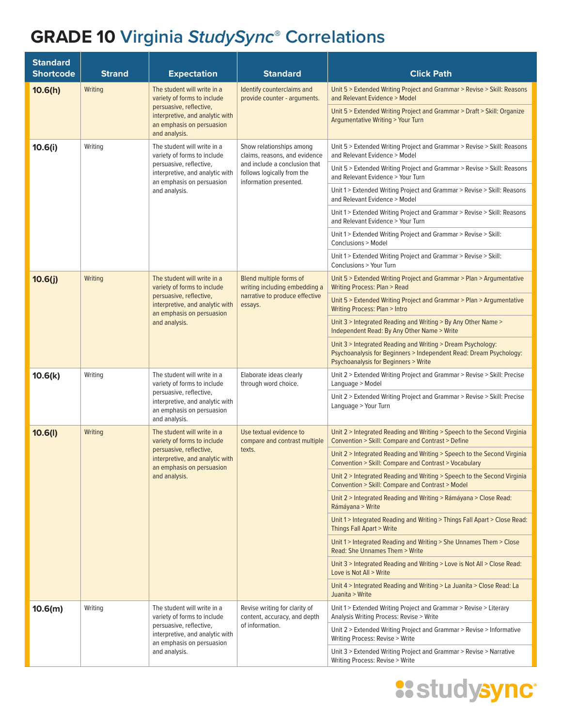# GRADE 10 Virginia *StudySync*® Correlations

| Standard Shortcode | Strand | Expectation | Standard | Click Path |
|---|---|---|---|---|
| **10.6(h)** | Writing | The student will write in a variety of forms to include persuasive, reflective, interpretive, and analytic with an emphasis on persuasion and analysis. | Identify counterclaims and provide counter - arguments. | Unit 5 > Extended Writing Project and Grammar > Revise > Skill: Reasons and Relevant Evidence > Model |
| | | | | Unit 5 > Extended Writing Project and Grammar > Draft > Skill: Organize Argumentative Writing > Your Turn |
| **10.6(i)** | Writing | The student will write in a variety of forms to include persuasive, reflective, interpretive, and analytic with an emphasis on persuasion and analysis. | Show relationships among claims, reasons, and evidence and include a conclusion that follows logically from the information presented. | Unit 5 > Extended Writing Project and Grammar > Revise > Skill: Reasons and Relevant Evidence > Model |
| | | | | Unit 5 > Extended Writing Project and Grammar > Revise > Skill: Reasons and Relevant Evidence > Your Turn |
| | | | | Unit 1 > Extended Writing Project and Grammar > Revise > Skill: Reasons and Relevant Evidence > Model |
| | | | | Unit 1 > Extended Writing Project and Grammar > Revise > Skill: Reasons and Relevant Evidence > Your Turn |
| | | | | Unit 1 > Extended Writing Project and Grammar > Revise > Skill: Conclusions > Model |
| | | | | Unit 1 > Extended Writing Project and Grammar > Revise > Skill: Conclusions > Your Turn |
| **10.6(j)** | Writing | The student will write in a variety of forms to include persuasive, reflective, interpretive, and analytic with an emphasis on persuasion and analysis. | Blend multiple forms of writing including embedding a narrative to produce effective essays. | Unit 5 > Extended Writing Project and Grammar > Plan > Argumentative Writing Process: Plan > Read |
| | | | | Unit 5 > Extended Writing Project and Grammar > Plan > Argumentative Writing Process: Plan > Intro |
| | | | | Unit 3 > Integrated Reading and Writing > By Any Other Name > Independent Read: By Any Other Name > Write |
| | | | | Unit 3 > Integrated Reading and Writing > Dream Psychology: Psychoanalysis for Beginners > Independent Read: Dream Psychology: Psychoanalysis for Beginners > Write |
| **10.6(k)** | Writing | The student will write in a variety of forms to include persuasive, reflective, interpretive, and analytic with an emphasis on persuasion and analysis. | Elaborate ideas clearly through word choice. | Unit 2 > Extended Writing Project and Grammar > Revise > Skill: Precise Language > Model |
| | | | | Unit 2 > Extended Writing Project and Grammar > Revise > Skill: Precise Language > Your Turn |
| **10.6(l)** | Writing | The student will write in a variety of forms to include persuasive, reflective, interpretive, and analytic with an emphasis on persuasion and analysis. | Use textual evidence to compare and contrast multiple texts. | Unit 2 > Integrated Reading and Writing > Speech to the Second Virginia Convention > Skill: Compare and Contrast > Define |
| | | | | Unit 2 > Integrated Reading and Writing > Speech to the Second Virginia Convention > Skill: Compare and Contrast > Vocabulary |
| | | | | Unit 2 > Integrated Reading and Writing > Speech to the Second Virginia Convention > Skill: Compare and Contrast > Model |
| | | | | Unit 2 > Integrated Reading and Writing > Rámáyana > Close Read: Rámáyana > Write |
| | | | | Unit 1 > Integrated Reading and Writing > Things Fall Apart > Close Read: Things Fall Apart > Write |
| | | | | Unit 1 > Integrated Reading and Writing > She Unnames Them > Close Read: She Unnames Them > Write |
| | | | | Unit 3 > Integrated Reading and Writing > Love is Not All > Close Read: Love is Not All > Write |
| | | | | Unit 4 > Integrated Reading and Writing > La Juanita > Close Read: La Juanita > Write |
| **10.6(m)** | Writing | The student will write in a variety of forms to include persuasive, reflective, interpretive, and analytic with an emphasis on persuasion and analysis. | Revise writing for clarity of content, accuracy, and depth of information. | Unit 1 > Extended Writing Project and Grammar > Revise > Literary Analysis Writing Process: Revise > Write |
| | | | | Unit 2 > Extended Writing Project and Grammar > Revise > Informative Writing Process: Revise > Write |
| | | | | Unit 3 > Extended Writing Project and Grammar > Revise > Narrative Writing Process: Revise > Write |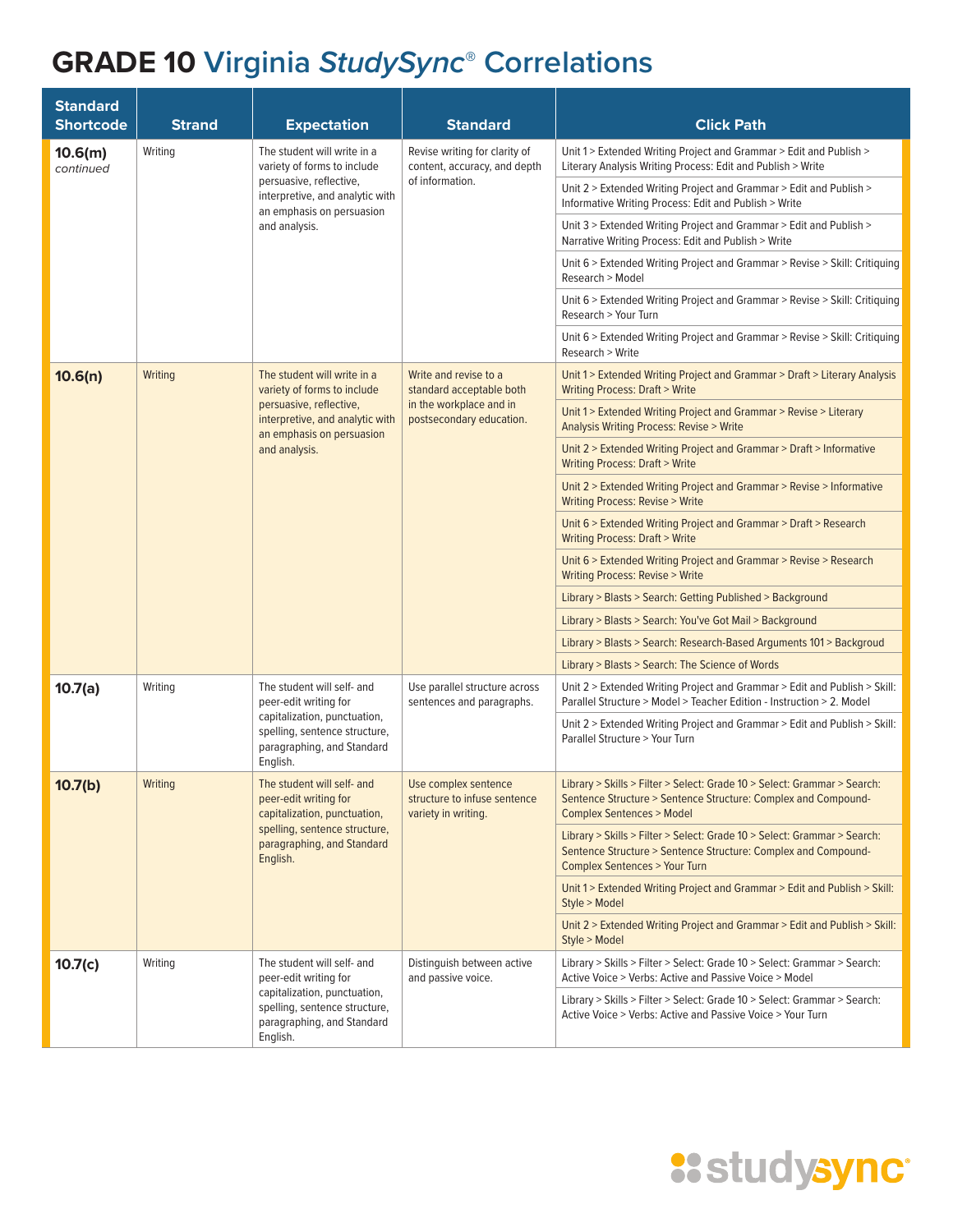# GRADE 10 Virginia *StudySync®* Correlations

| Standard Shortcode | Strand | Expectation | Standard | Click Path |
|---|---|---|---|---|
| **10.6(m)** *continued* | Writing | The student will write in a variety of forms to include persuasive, reflective, interpretive, and analytic with an emphasis on persuasion and analysis. | Revise writing for clarity of content, accuracy, and depth of information. | Unit 1 > Extended Writing Project and Grammar > Edit and Publish > Literary Analysis Writing Process: Edit and Publish > Write |
| | | | | Unit 2 > Extended Writing Project and Grammar > Edit and Publish > Informative Writing Process: Edit and Publish > Write |
| | | | | Unit 3 > Extended Writing Project and Grammar > Edit and Publish > Narrative Writing Process: Edit and Publish > Write |
| | | | | Unit 6 > Extended Writing Project and Grammar > Revise > Skill: Critiquing Research > Model |
| | | | | Unit 6 > Extended Writing Project and Grammar > Revise > Skill: Critiquing Research > Your Turn |
| | | | | Unit 6 > Extended Writing Project and Grammar > Revise > Skill: Critiquing Research > Write |
| **10.6(n)** | Writing | The student will write in a variety of forms to include persuasive, reflective, interpretive, and analytic with an emphasis on persuasion and analysis. | Write and revise to a standard acceptable both in the workplace and in postsecondary education. | Unit 1 > Extended Writing Project and Grammar > Draft > Literary Analysis Writing Process: Draft > Write |
| | | | | Unit 1 > Extended Writing Project and Grammar > Revise > Literary Analysis Writing Process: Revise > Write |
| | | | | Unit 2 > Extended Writing Project and Grammar > Draft > Informative Writing Process: Draft > Write |
| | | | | Unit 2 > Extended Writing Project and Grammar > Revise > Informative Writing Process: Revise > Write |
| | | | | Unit 6 > Extended Writing Project and Grammar > Draft > Research Writing Process: Draft > Write |
| | | | | Unit 6 > Extended Writing Project and Grammar > Revise > Research Writing Process: Revise > Write |
| | | | | Library > Blasts > Search: Getting Published > Background |
| | | | | Library > Blasts > Search: You've Got Mail > Background |
| | | | | Library > Blasts > Search: Research-Based Arguments 101 > Backgroud |
| | | | | Library > Blasts > Search: The Science of Words |
| **10.7(a)** | Writing | The student will self- and peer-edit writing for capitalization, punctuation, spelling, sentence structure, paragraphing, and Standard English. | Use parallel structure across sentences and paragraphs. | Unit 2 > Extended Writing Project and Grammar > Edit and Publish > Skill: Parallel Structure > Model > Teacher Edition - Instruction > 2. Model |
| | | | | Unit 2 > Extended Writing Project and Grammar > Edit and Publish > Skill: Parallel Structure > Your Turn |
| **10.7(b)** | Writing | The student will self- and peer-edit writing for capitalization, punctuation, spelling, sentence structure, paragraphing, and Standard English. | Use complex sentence structure to infuse sentence variety in writing. | Library > Skills > Filter > Select: Grade 10 > Select: Grammar > Search: Sentence Structure > Sentence Structure: Complex and Compound-Complex Sentences > Model |
| | | | | Library > Skills > Filter > Select: Grade 10 > Select: Grammar > Search: Sentence Structure > Sentence Structure: Complex and Compound-Complex Sentences > Your Turn |
| | | | | Unit 1 > Extended Writing Project and Grammar > Edit and Publish > Skill: Style > Model |
| | | | | Unit 2 > Extended Writing Project and Grammar > Edit and Publish > Skill: Style > Model |
| **10.7(c)** | Writing | The student will self- and peer-edit writing for capitalization, punctuation, spelling, sentence structure, paragraphing, and Standard English. | Distinguish between active and passive voice. | Library > Skills > Filter > Select: Grade 10 > Select: Grammar > Search: Active Voice > Verbs: Active and Passive Voice > Model |
| | | | | Library > Skills > Filter > Select: Grade 10 > Select: Grammar > Search: Active Voice > Verbs: Active and Passive Voice > Your Turn |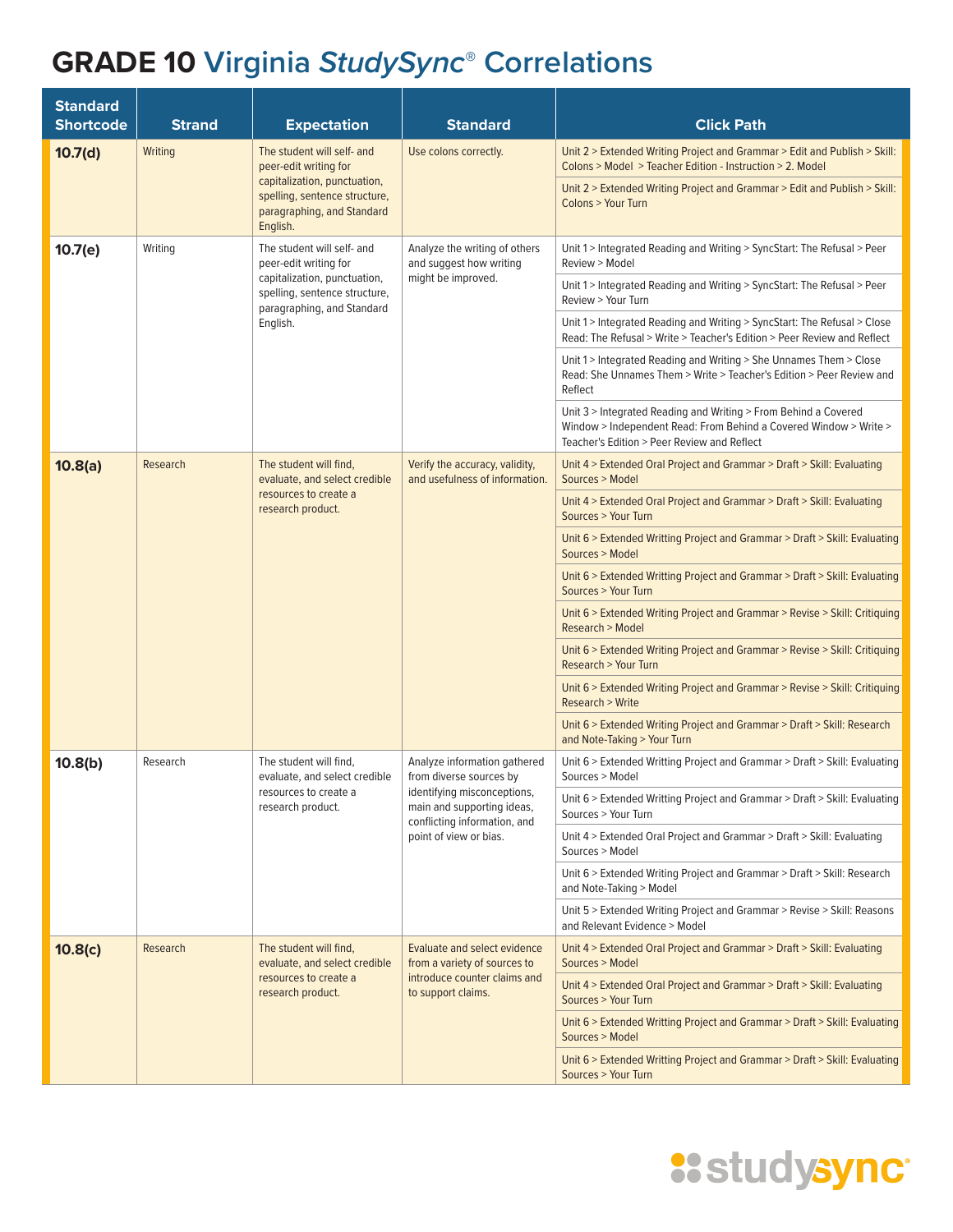# GRADE 10 Virginia *StudySync*® Correlations

| Standard Shortcode | Strand | Expectation | Standard | Click Path |
|---|---|---|---|---|
| **10.7(d)** | Writing | The student will self- and peer-edit writing for capitalization, punctuation, spelling, sentence structure, paragraphing, and Standard English. | Use colons correctly. | Unit 2 > Extended Writing Project and Grammar > Edit and Publish > Skill: Colons > Model > Teacher Edition - Instruction > 2. Model |
| | | | | Unit 2 > Extended Writing Project and Grammar > Edit and Publish > Skill: Colons > Your Turn |
| **10.7(e)** | Writing | The student will self- and peer-edit writing for capitalization, punctuation, spelling, sentence structure, paragraphing, and Standard English. | Analyze the writing of others and suggest how writing might be improved. | Unit 1 > Integrated Reading and Writing > SyncStart: The Refusal > Peer Review > Model |
| | | | | Unit 1 > Integrated Reading and Writing > SyncStart: The Refusal > Peer Review > Your Turn |
| | | | | Unit 1 > Integrated Reading and Writing > SyncStart: The Refusal > Close Read: The Refusal > Write > Teacher's Edition > Peer Review and Reflect |
| | | | | Unit 1 > Integrated Reading and Writing > She Unnames Them > Close Read: She Unnames Them > Write > Teacher's Edition > Peer Review and Reflect |
| | | | | Unit 3 > Integrated Reading and Writing > From Behind a Covered Window > Independent Read: From Behind a Covered Window > Write > Teacher's Edition > Peer Review and Reflect |
| **10.8(a)** | Research | The student will find, evaluate, and select credible resources to create a research product. | Verify the accuracy, validity, and usefulness of information. | Unit 4 > Extended Oral Project and Grammar > Draft > Skill: Evaluating Sources > Model |
| | | | | Unit 4 > Extended Oral Project and Grammar > Draft > Skill: Evaluating Sources > Your Turn |
| | | | | Unit 6 > Extended Writting Project and Grammar > Draft > Skill: Evaluating Sources > Model |
| | | | | Unit 6 > Extended Writing Project and Grammar > Draft > Skill: Evaluating Sources > Your Turn |
| | | | | Unit 6 > Extended Writing Project and Grammar > Revise > Skill: Critiquing Research > Model |
| | | | | Unit 6 > Extended Writing Project and Grammar > Revise > Skill: Critiquing Research > Your Turn |
| | | | | Unit 6 > Extended Writing Project and Grammar > Revise > Skill: Critiquing Research > Write |
| | | | | Unit 6 > Extended Writing Project and Grammar > Draft > Skill: Research and Note-Taking > Your Turn |
| **10.8(b)** | Research | The student will find, evaluate, and select credible resources to create a research product. | Analyze information gathered from diverse sources by identifying misconceptions, main and supporting ideas, conflicting information, and point of view or bias. | Unit 6 > Extended Writing Project and Grammar > Draft > Skill: Evaluating Sources > Model |
| | | | | Unit 6 > Extended Writing Project and Grammar > Draft > Skill: Evaluating Sources > Your Turn |
| | | | | Unit 4 > Extended Oral Project and Grammar > Draft > Skill: Evaluating Sources > Model |
| | | | | Unit 6 > Extended Writing Project and Grammar > Draft > Skill: Research and Note-Taking > Model |
| | | | | Unit 5 > Extended Writing Project and Grammar > Revise > Skill: Reasons and Relevant Evidence > Model |
| **10.8(c)** | Research | The student will find, evaluate, and select credible resources to create a research product. | Evaluate and select evidence from a variety of sources to introduce counter claims and to support claims. | Unit 4 > Extended Oral Project and Grammar > Draft > Skill: Evaluating Sources > Model |
| | | | | Unit 4 > Extended Oral Project and Grammar > Draft > Skill: Evaluating Sources > Your Turn |
| | | | | Unit 6 > Extended Writting Project and Grammar > Draft > Skill: Evaluating Sources > Model |
| | | | | Unit 6 > Extended Writting Project and Grammar > Draft > Skill: Evaluating Sources > Your Turn |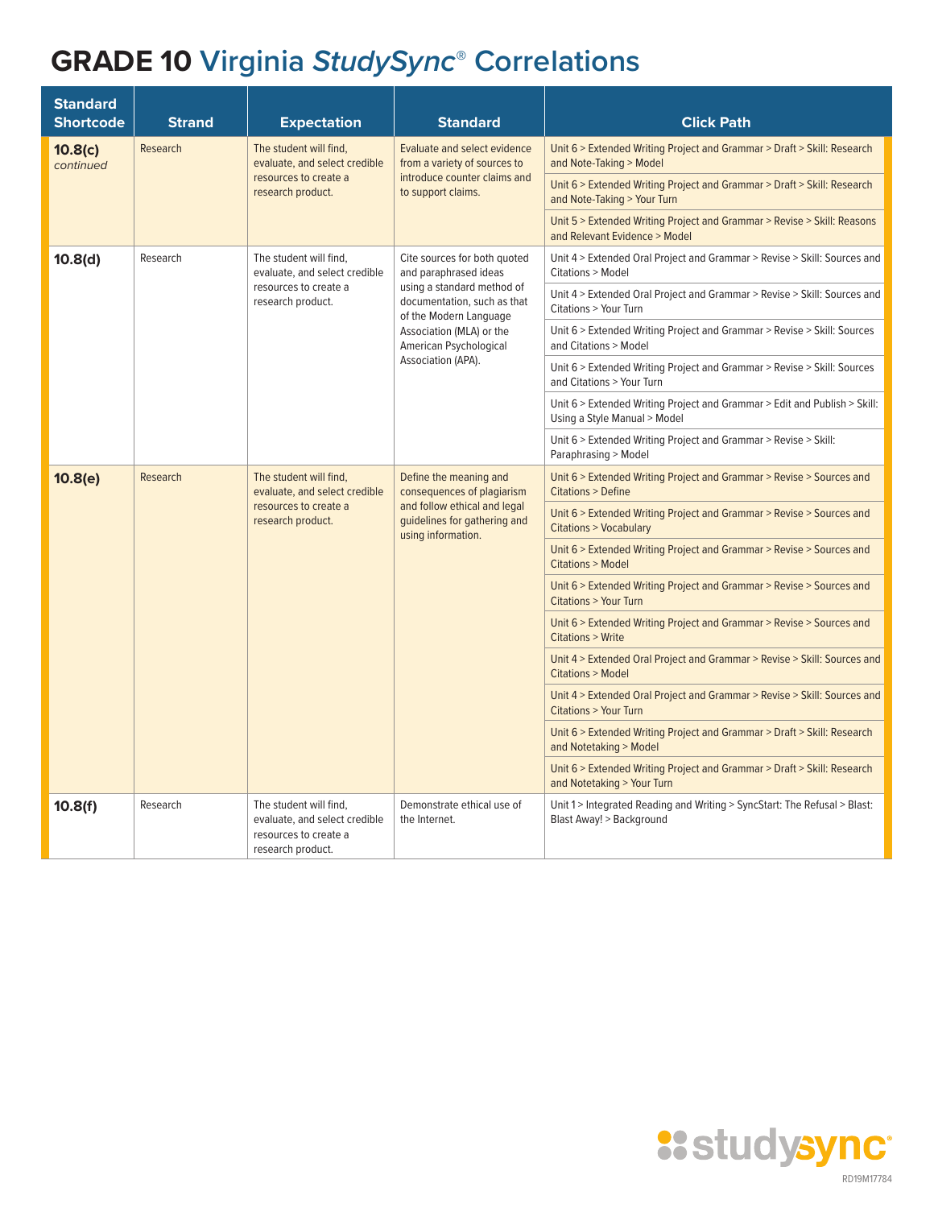# GRADE 10 Virginia *StudySync®* Correlations

| Standard Shortcode | Strand | Expectation | Standard | Click Path |
|---|---|---|---|---|
| **10.8(c)** *continued* | Research | The student will find, evaluate, and select credible resources to create a research product. | Evaluate and select evidence from a variety of sources to introduce counter claims and to support claims. | Unit 6 > Extended Writing Project and Grammar > Draft > Skill: Research and Note-Taking > Model |
| | | | | Unit 6 > Extended Writing Project and Grammar > Draft > Skill: Research and Note-Taking > Your Turn |
| | | | | Unit 5 > Extended Writing Project and Grammar > Revise > Skill: Reasons and Relevant Evidence > Model |
| **10.8(d)** | Research | The student will find, evaluate, and select credible resources to create a research product. | Cite sources for both quoted and paraphrased ideas using a standard method of documentation, such as that of the Modern Language Association (MLA) or the American Psychological Association (APA). | Unit 4 > Extended Oral Project and Grammar > Revise > Skill: Sources and Citations > Model |
| | | | | Unit 4 > Extended Oral Project and Grammar > Revise > Skill: Sources and Citations > Your Turn |
| | | | | Unit 6 > Extended Writing Project and Grammar > Revise > Skill: Sources and Citations > Model |
| | | | | Unit 6 > Extended Writing Project and Grammar > Revise > Skill: Sources and Citations > Your Turn |
| | | | | Unit 6 > Extended Writing Project and Grammar > Edit and Publish > Skill: Using a Style Manual > Model |
| | | | | Unit 6 > Extended Writing Project and Grammar > Revise > Skill: Paraphrasing > Model |
| **10.8(e)** | Research | The student will find, evaluate, and select credible resources to create a research product. | Define the meaning and consequences of plagiarism and follow ethical and legal guidelines for gathering and using information. | Unit 6 > Extended Writing Project and Grammar > Revise > Sources and Citations > Define |
| | | | | Unit 6 > Extended Writing Project and Grammar > Revise > Sources and Citations > Vocabulary |
| | | | | Unit 6 > Extended Writing Project and Grammar > Revise > Sources and Citations > Model |
| | | | | Unit 6 > Extended Writing Project and Grammar > Revise > Sources and Citations > Your Turn |
| | | | | Unit 6 > Extended Writing Project and Grammar > Revise > Sources and Citations > Write |
| | | | | Unit 4 > Extended Oral Project and Grammar > Revise > Skill: Sources and Citations > Model |
| | | | | Unit 4 > Extended Oral Project and Grammar > Revise > Skill: Sources and Citations > Your Turn |
| | | | | Unit 6 > Extended Writing Project and Grammar > Draft > Skill: Research and Notetaking > Model |
| | | | | Unit 6 > Extended Writing Project and Grammar > Draft > Skill: Research and Notetaking > Your Turn |
| **10.8(f)** | Research | The student will find, evaluate, and select credible resources to create a research product. | Demonstrate ethical use of the Internet. | Unit 1 > Integrated Reading and Writing > SyncStart: The Refusal > Blast: Blast Away! > Background |

studysync®

RD19M17784